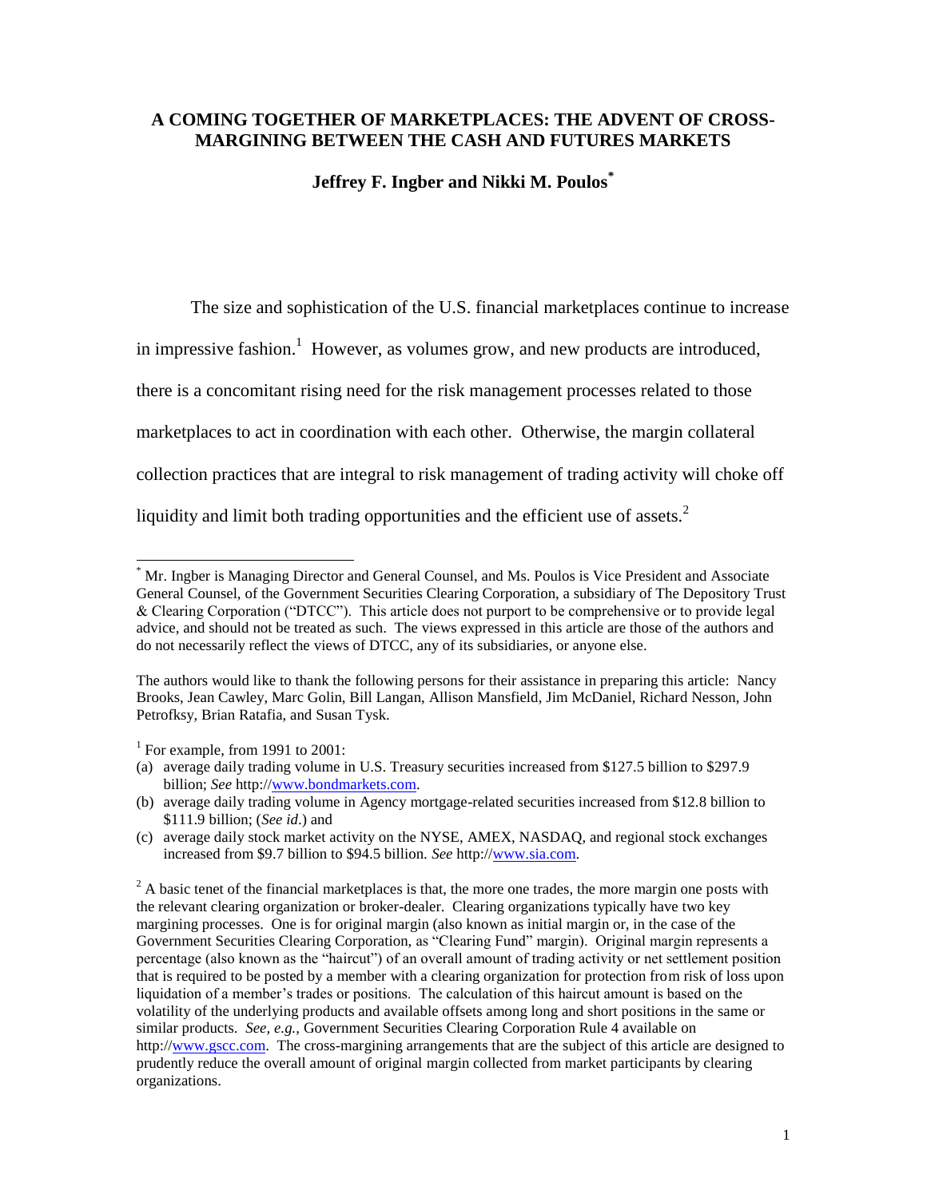# A COMING TOGETHER OF MARKETPLACES: THE ADVENT OF CROSS-MARGINING BETWEEN THE CASH AND FUTURES MARKETS

**Jeffrey F. Ingber and Nikki M. Poulos**[*]

The size and sophistication of the U.S. financial marketplaces continue to increase in impressive fashion.[1] However, as volumes grow, and new products are introduced, there is a concomitant rising need for the risk management processes related to those marketplaces to act in coordination with each other. Otherwise, the margin collateral collection practices that are integral to risk management of trading activity will choke off liquidity and limit both trading opportunities and the efficient use of assets.[2]

---

[*] Mr. Ingber is Managing Director and General Counsel, and Ms. Poulos is Vice President and Associate General Counsel, of the Government Securities Clearing Corporation, a subsidiary of The Depository Trust & Clearing Corporation ("DTCC"). This article does not purport to be comprehensive or to provide legal advice, and should not be treated as such. The views expressed in this article are those of the authors and do not necessarily reflect the views of DTCC, any of its subsidiaries, or anyone else.

The authors would like to thank the following persons for their assistance in preparing this article: Nancy Brooks, Jean Cawley, Marc Golin, Bill Langan, Allison Mansfield, Jim McDaniel, Richard Nesson, John Petrofksy, Brian Ratafia, and Susan Tysk.

[1] For example, from 1991 to 2001:

(a) average daily trading volume in U.S. Treasury securities increased from $127.5 billion to $297.9 billion; *See* http://www.bondmarkets.com.
(b) average daily trading volume in Agency mortgage-related securities increased from $12.8 billion to $111.9 billion; (*See id*.) and
(c) average daily stock market activity on the NYSE, AMEX, NASDAQ, and regional stock exchanges increased from $9.7 billion to $94.5 billion. *See* http://www.sia.com.

[2] A basic tenet of the financial marketplaces is that, the more one trades, the more margin one posts with the relevant clearing organization or broker-dealer. Clearing organizations typically have two key margining processes. One is for original margin (also known as initial margin or, in the case of the Government Securities Clearing Corporation, as "Clearing Fund" margin). Original margin represents a percentage (also known as the "haircut") of an overall amount of trading activity or net settlement position that is required to be posted by a member with a clearing organization for protection from risk of loss upon liquidation of a member's trades or positions. The calculation of this haircut amount is based on the volatility of the underlying products and available offsets among long and short positions in the same or similar products. *See, e.g.,* Government Securities Clearing Corporation Rule 4 available on http://www.gscc.com. The cross-margining arrangements that are the subject of this article are designed to prudently reduce the overall amount of original margin collected from market participants by clearing organizations.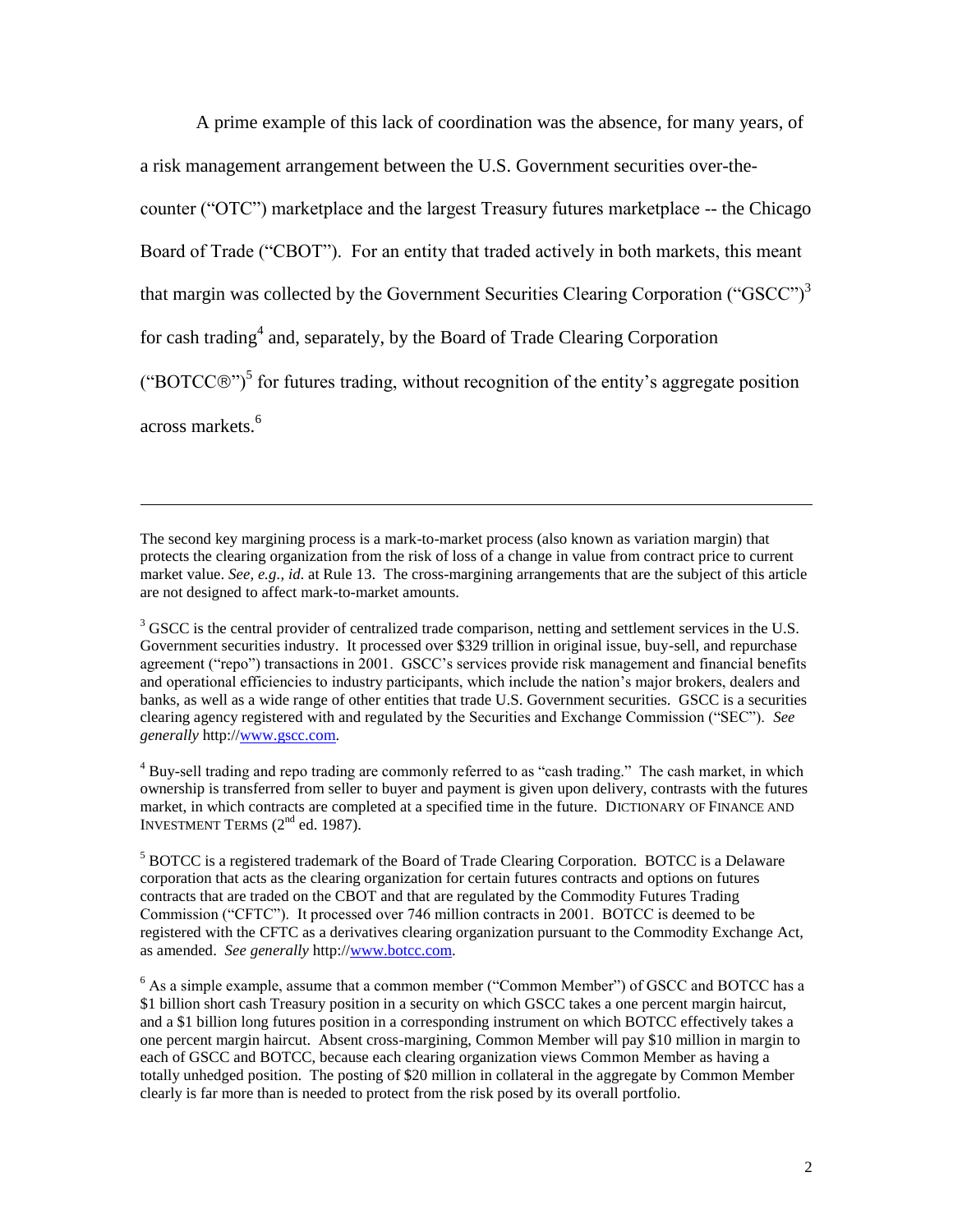A prime example of this lack of coordination was the absence, for many years, of a risk management arrangement between the U.S. Government securities over-the-counter ("OTC") marketplace and the largest Treasury futures marketplace -- the Chicago Board of Trade ("CBOT"). For an entity that traded actively in both markets, this meant that margin was collected by the Government Securities Clearing Corporation ("GSCC")[3] for cash trading[4] and, separately, by the Board of Trade Clearing Corporation ("BOTCC®")[5] for futures trading, without recognition of the entity's aggregate position across markets.[6]

---

The second key margining process is a mark-to-market process (also known as variation margin) that protects the clearing organization from the risk of loss of a change in value from contract price to current market value. *See, e.g., id.* at Rule 13. The cross-margining arrangements that are the subject of this article are not designed to affect mark-to-market amounts.

[3] GSCC is the central provider of centralized trade comparison, netting and settlement services in the U.S. Government securities industry. It processed over $329 trillion in original issue, buy-sell, and repurchase agreement ("repo") transactions in 2001. GSCC's services provide risk management and financial benefits and operational efficiencies to industry participants, which include the nation's major brokers, dealers and banks, as well as a wide range of other entities that trade U.S. Government securities. GSCC is a securities clearing agency registered with and regulated by the Securities and Exchange Commission ("SEC"). *See generally* http://www.gscc.com.

[4] Buy-sell trading and repo trading are commonly referred to as "cash trading." The cash market, in which ownership is transferred from seller to buyer and payment is given upon delivery, contrasts with the futures market, in which contracts are completed at a specified time in the future. DICTIONARY OF FINANCE AND INVESTMENT TERMS (2nd ed. 1987).

[5] BOTCC is a registered trademark of the Board of Trade Clearing Corporation. BOTCC is a Delaware corporation that acts as the clearing organization for certain futures contracts and options on futures contracts that are traded on the CBOT and that are regulated by the Commodity Futures Trading Commission ("CFTC"). It processed over 746 million contracts in 2001. BOTCC is deemed to be registered with the CFTC as a derivatives clearing organization pursuant to the Commodity Exchange Act, as amended. *See generally* http://www.botcc.com.

[6] As a simple example, assume that a common member ("Common Member") of GSCC and BOTCC has a $1 billion short cash Treasury position in a security on which GSCC takes a one percent margin haircut, and a $1 billion long futures position in a corresponding instrument on which BOTCC effectively takes a one percent margin haircut. Absent cross-margining, Common Member will pay $10 million in margin to each of GSCC and BOTCC, because each clearing organization views Common Member as having a totally unhedged position. The posting of $20 million in collateral in the aggregate by Common Member clearly is far more than is needed to protect from the risk posed by its overall portfolio.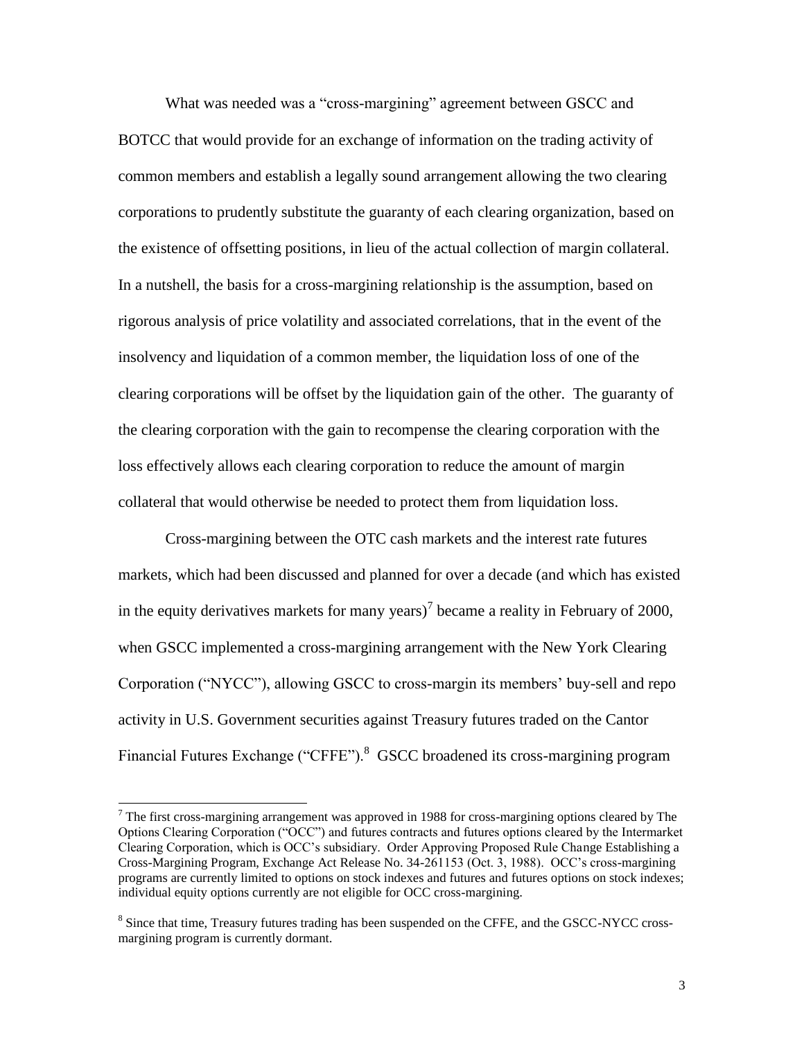What was needed was a "cross-margining" agreement between GSCC and BOTCC that would provide for an exchange of information on the trading activity of common members and establish a legally sound arrangement allowing the two clearing corporations to prudently substitute the guaranty of each clearing organization, based on the existence of offsetting positions, in lieu of the actual collection of margin collateral. In a nutshell, the basis for a cross-margining relationship is the assumption, based on rigorous analysis of price volatility and associated correlations, that in the event of the insolvency and liquidation of a common member, the liquidation loss of one of the clearing corporations will be offset by the liquidation gain of the other. The guaranty of the clearing corporation with the gain to recompense the clearing corporation with the loss effectively allows each clearing corporation to reduce the amount of margin collateral that would otherwise be needed to protect them from liquidation loss.

Cross-margining between the OTC cash markets and the interest rate futures markets, which had been discussed and planned for over a decade (and which has existed in the equity derivatives markets for many years)[7] became a reality in February of 2000, when GSCC implemented a cross-margining arrangement with the New York Clearing Corporation ("NYCC"), allowing GSCC to cross-margin its members' buy-sell and repo activity in U.S. Government securities against Treasury futures traded on the Cantor Financial Futures Exchange ("CFFE").[8] GSCC broadened its cross-margining program

---

[7] The first cross-margining arrangement was approved in 1988 for cross-margining options cleared by The Options Clearing Corporation ("OCC") and futures contracts and futures options cleared by the Intermarket Clearing Corporation, which is OCC's subsidiary. Order Approving Proposed Rule Change Establishing a Cross-Margining Program, Exchange Act Release No. 34-261153 (Oct. 3, 1988). OCC's cross-margining programs are currently limited to options on stock indexes and futures and futures options on stock indexes; individual equity options currently are not eligible for OCC cross-margining.

[8] Since that time, Treasury futures trading has been suspended on the CFFE, and the GSCC-NYCC cross-margining program is currently dormant.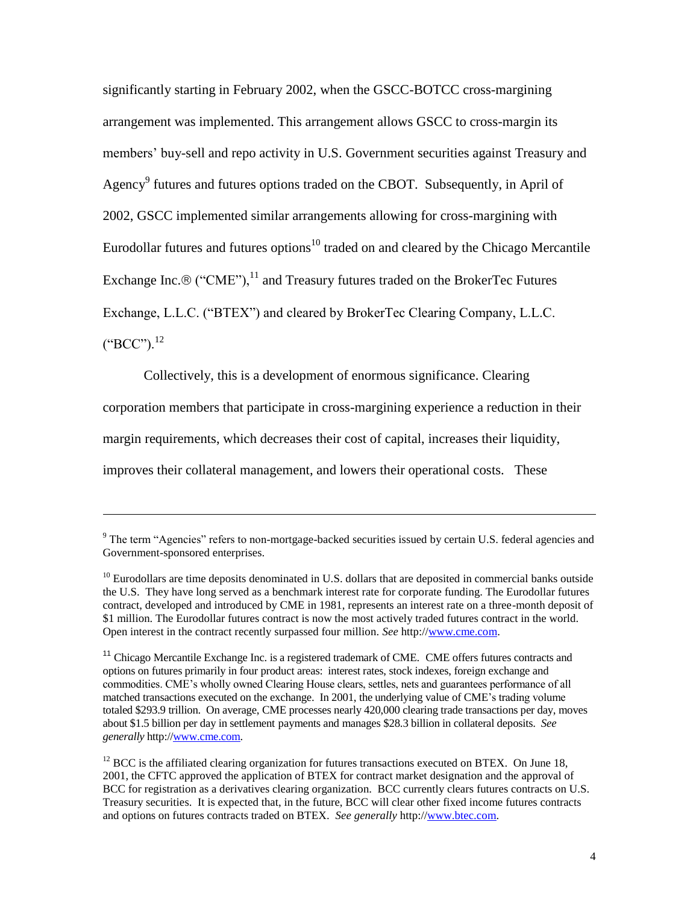significantly starting in February 2002, when the GSCC-BOTCC cross-margining arrangement was implemented. This arrangement allows GSCC to cross-margin its members' buy-sell and repo activity in U.S. Government securities against Treasury and Agency[9] futures and futures options traded on the CBOT. Subsequently, in April of 2002, GSCC implemented similar arrangements allowing for cross-margining with Eurodollar futures and futures options[10] traded on and cleared by the Chicago Mercantile Exchange Inc.® ("CME"),[11] and Treasury futures traded on the BrokerTec Futures Exchange, L.L.C. ("BTEX") and cleared by BrokerTec Clearing Company, L.L.C. ("BCC").[12]

Collectively, this is a development of enormous significance. Clearing corporation members that participate in cross-margining experience a reduction in their margin requirements, which decreases their cost of capital, increases their liquidity, improves their collateral management, and lowers their operational costs. These

---

[9] The term "Agencies" refers to non-mortgage-backed securities issued by certain U.S. federal agencies and Government-sponsored enterprises.

[10] Eurodollars are time deposits denominated in U.S. dollars that are deposited in commercial banks outside the U.S. They have long served as a benchmark interest rate for corporate funding. The Eurodollar futures contract, developed and introduced by CME in 1981, represents an interest rate on a three-month deposit of $1 million. The Eurodollar futures contract is now the most actively traded futures contract in the world. Open interest in the contract recently surpassed four million. *See* http://www.cme.com.

[11] Chicago Mercantile Exchange Inc. is a registered trademark of CME. CME offers futures contracts and options on futures primarily in four product areas: interest rates, stock indexes, foreign exchange and commodities. CME's wholly owned Clearing House clears, settles, nets and guarantees performance of all matched transactions executed on the exchange. In 2001, the underlying value of CME's trading volume totaled $293.9 trillion. On average, CME processes nearly 420,000 clearing trade transactions per day, moves about $1.5 billion per day in settlement payments and manages $28.3 billion in collateral deposits. *See generally* http://www.cme.com.

[12] BCC is the affiliated clearing organization for futures transactions executed on BTEX. On June 18, 2001, the CFTC approved the application of BTEX for contract market designation and the approval of BCC for registration as a derivatives clearing organization. BCC currently clears futures contracts on U.S. Treasury securities. It is expected that, in the future, BCC will clear other fixed income futures contracts and options on futures contracts traded on BTEX. *See generally* http://www.btec.com.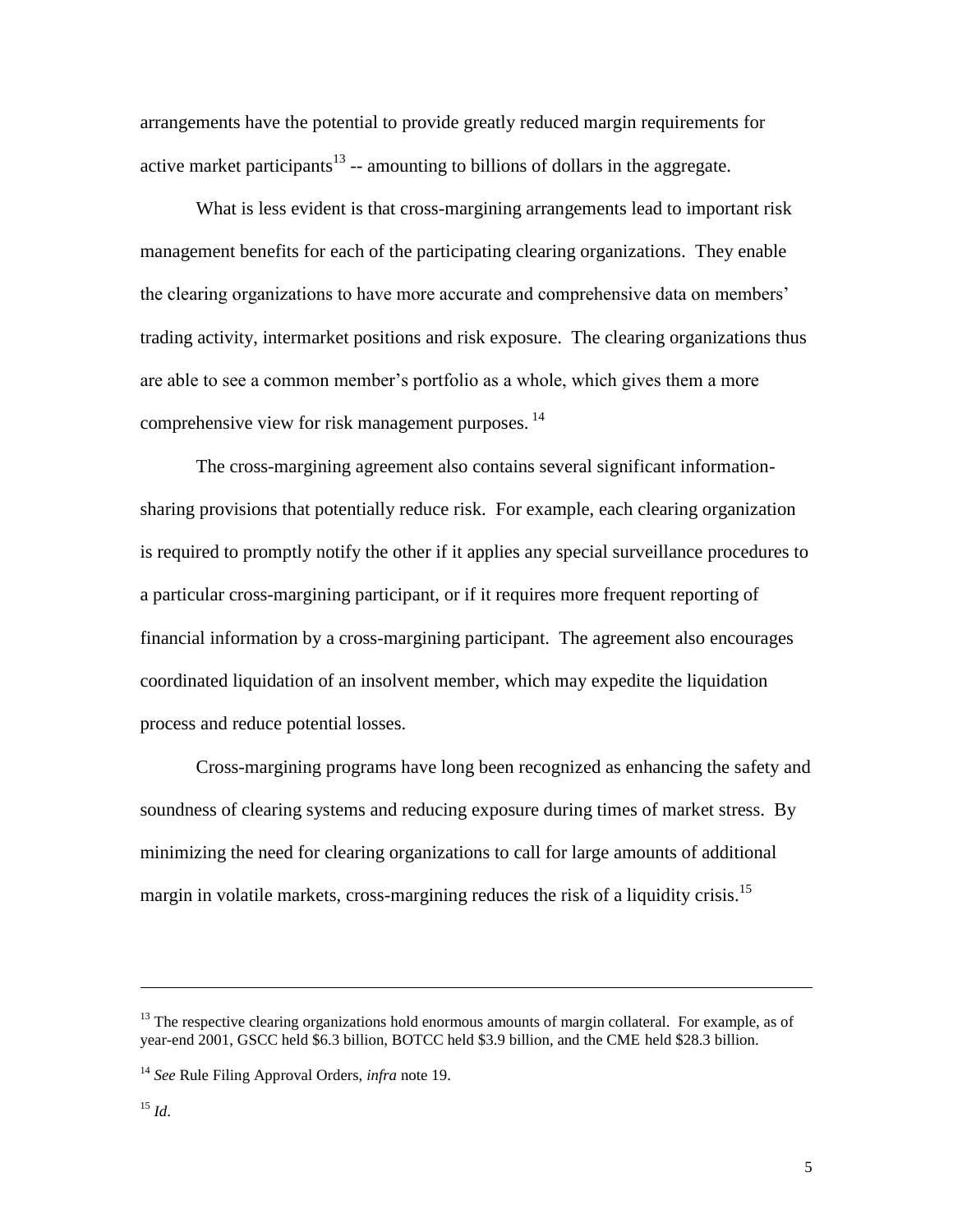arrangements have the potential to provide greatly reduced margin requirements for active market participants[13] -- amounting to billions of dollars in the aggregate.

What is less evident is that cross-margining arrangements lead to important risk management benefits for each of the participating clearing organizations. They enable the clearing organizations to have more accurate and comprehensive data on members' trading activity, intermarket positions and risk exposure. The clearing organizations thus are able to see a common member's portfolio as a whole, which gives them a more comprehensive view for risk management purposes.[14]

The cross-margining agreement also contains several significant information-sharing provisions that potentially reduce risk. For example, each clearing organization is required to promptly notify the other if it applies any special surveillance procedures to a particular cross-margining participant, or if it requires more frequent reporting of financial information by a cross-margining participant. The agreement also encourages coordinated liquidation of an insolvent member, which may expedite the liquidation process and reduce potential losses.

Cross-margining programs have long been recognized as enhancing the safety and soundness of clearing systems and reducing exposure during times of market stress. By minimizing the need for clearing organizations to call for large amounts of additional margin in volatile markets, cross-margining reduces the risk of a liquidity crisis.[15]

---

[13] The respective clearing organizations hold enormous amounts of margin collateral. For example, as of year-end 2001, GSCC held $6.3 billion, BOTCC held $3.9 billion, and the CME held $28.3 billion.

[14] *See* Rule Filing Approval Orders, *infra* note 19.

[15] *Id*.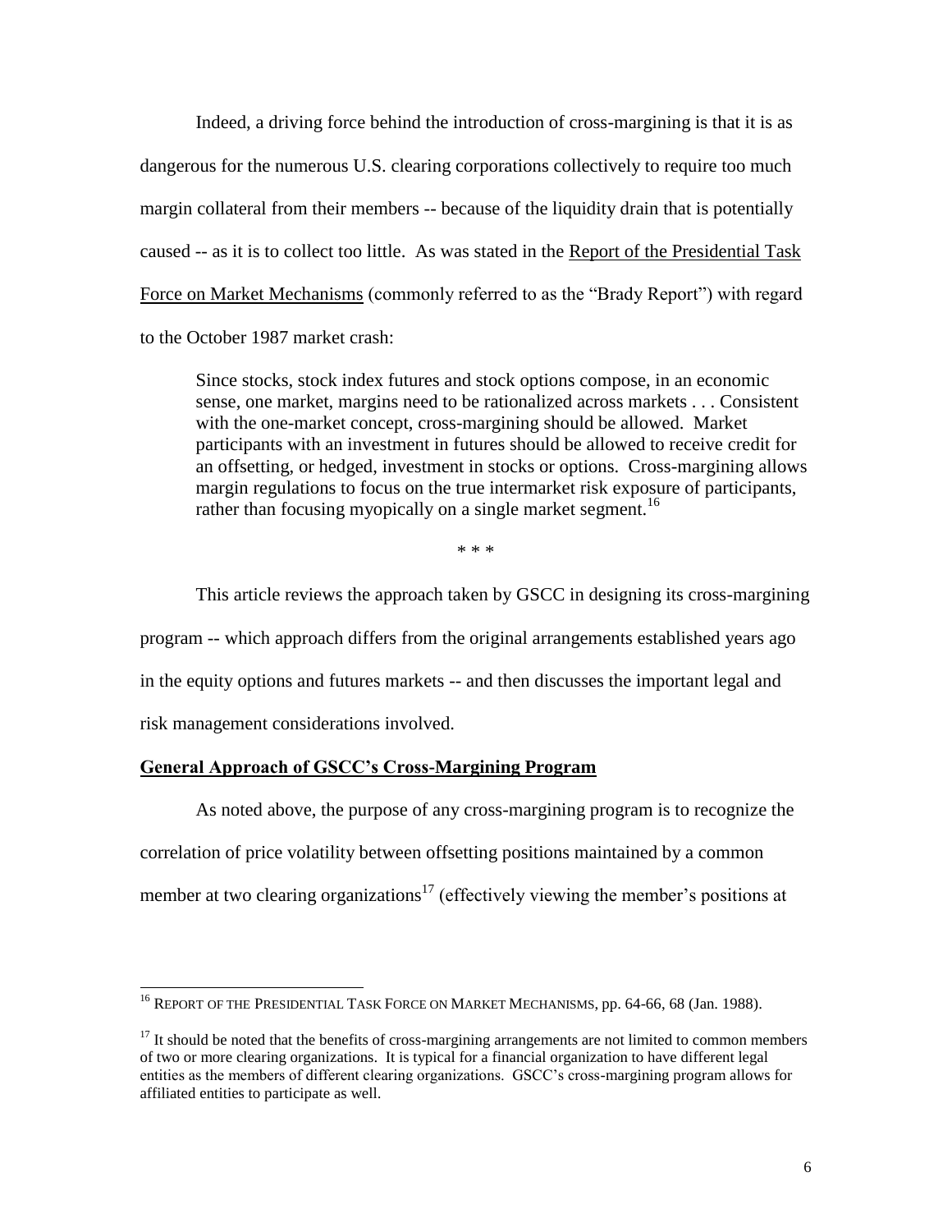Indeed, a driving force behind the introduction of cross-margining is that it is as dangerous for the numerous U.S. clearing corporations collectively to require too much margin collateral from their members -- because of the liquidity drain that is potentially caused -- as it is to collect too little. As was stated in the Report of the Presidential Task Force on Market Mechanisms (commonly referred to as the "Brady Report") with regard to the October 1987 market crash:

> Since stocks, stock index futures and stock options compose, in an economic sense, one market, margins need to be rationalized across markets . . . Consistent with the one-market concept, cross-margining should be allowed. Market participants with an investment in futures should be allowed to receive credit for an offsetting, or hedged, investment in stocks or options. Cross-margining allows margin regulations to focus on the true intermarket risk exposure of participants, rather than focusing myopically on a single market segment.[16]

\* \* \*

This article reviews the approach taken by GSCC in designing its cross-margining program -- which approach differs from the original arrangements established years ago in the equity options and futures markets -- and then discusses the important legal and risk management considerations involved.

## General Approach of GSCC's Cross-Margining Program

As noted above, the purpose of any cross-margining program is to recognize the correlation of price volatility between offsetting positions maintained by a common member at two clearing organizations[17] (effectively viewing the member's positions at

---

[16] REPORT OF THE PRESIDENTIAL TASK FORCE ON MARKET MECHANISMS, pp. 64-66, 68 (Jan. 1988).

[17] It should be noted that the benefits of cross-margining arrangements are not limited to common members of two or more clearing organizations. It is typical for a financial organization to have different legal entities as the members of different clearing organizations. GSCC's cross-margining program allows for affiliated entities to participate as well.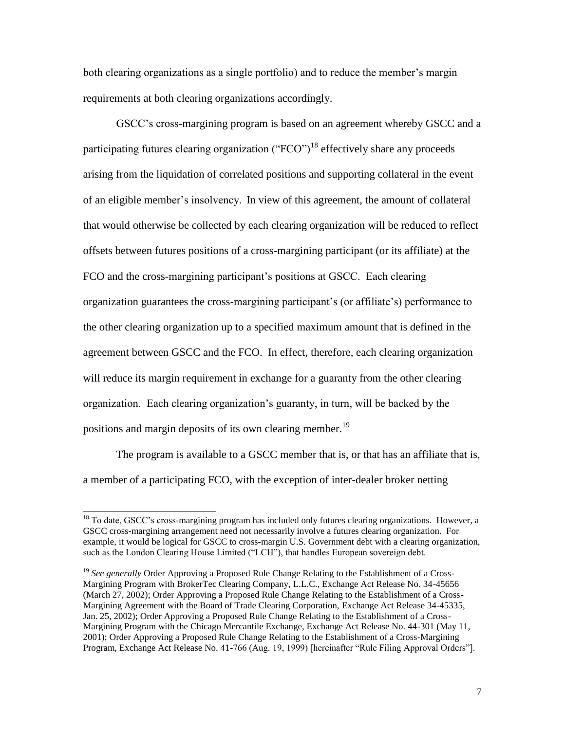both clearing organizations as a single portfolio) and to reduce the member's margin requirements at both clearing organizations accordingly.

GSCC's cross-margining program is based on an agreement whereby GSCC and a participating futures clearing organization ("FCO")[18] effectively share any proceeds arising from the liquidation of correlated positions and supporting collateral in the event of an eligible member's insolvency. In view of this agreement, the amount of collateral that would otherwise be collected by each clearing organization will be reduced to reflect offsets between futures positions of a cross-margining participant (or its affiliate) at the FCO and the cross-margining participant's positions at GSCC. Each clearing organization guarantees the cross-margining participant's (or affiliate's) performance to the other clearing organization up to a specified maximum amount that is defined in the agreement between GSCC and the FCO. In effect, therefore, each clearing organization will reduce its margin requirement in exchange for a guaranty from the other clearing organization. Each clearing organization's guaranty, in turn, will be backed by the positions and margin deposits of its own clearing member.[19]

The program is available to a GSCC member that is, or that has an affiliate that is, a member of a participating FCO, with the exception of inter-dealer broker netting

---

[18] To date, GSCC's cross-margining program has included only futures clearing organizations. However, a GSCC cross-margining arrangement need not necessarily involve a futures clearing organization. For example, it would be logical for GSCC to cross-margin U.S. Government debt with a clearing organization, such as the London Clearing House Limited ("LCH"), that handles European sovereign debt.

[19] *See generally* Order Approving a Proposed Rule Change Relating to the Establishment of a Cross-Margining Program with BrokerTec Clearing Company, L.L.C., Exchange Act Release No. 34-45656 (March 27, 2002); Order Approving a Proposed Rule Change Relating to the Establishment of a Cross-Margining Agreement with the Board of Trade Clearing Corporation, Exchange Act Release 34-45335, Jan. 25, 2002); Order Approving a Proposed Rule Change Relating to the Establishment of a Cross-Margining Program with the Chicago Mercantile Exchange, Exchange Act Release No. 44-301 (May 11, 2001); Order Approving a Proposed Rule Change Relating to the Establishment of a Cross-Margining Program, Exchange Act Release No. 41-766 (Aug. 19, 1999) [hereinafter "Rule Filing Approval Orders"].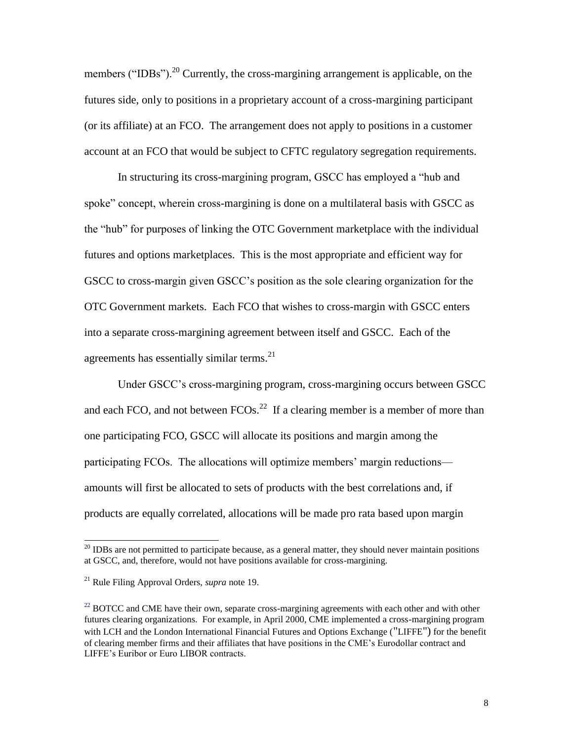members ("IDBs").[20] Currently, the cross-margining arrangement is applicable, on the futures side, only to positions in a proprietary account of a cross-margining participant (or its affiliate) at an FCO. The arrangement does not apply to positions in a customer account at an FCO that would be subject to CFTC regulatory segregation requirements.

In structuring its cross-margining program, GSCC has employed a "hub and spoke" concept, wherein cross-margining is done on a multilateral basis with GSCC as the "hub" for purposes of linking the OTC Government marketplace with the individual futures and options marketplaces. This is the most appropriate and efficient way for GSCC to cross-margin given GSCC's position as the sole clearing organization for the OTC Government markets. Each FCO that wishes to cross-margin with GSCC enters into a separate cross-margining agreement between itself and GSCC. Each of the agreements has essentially similar terms.[21]

Under GSCC's cross-margining program, cross-margining occurs between GSCC and each FCO, and not between FCOs.[22] If a clearing member is a member of more than one participating FCO, GSCC will allocate its positions and margin among the participating FCOs. The allocations will optimize members' margin reductions—amounts will first be allocated to sets of products with the best correlations and, if products are equally correlated, allocations will be made pro rata based upon margin

---

[20] IDBs are not permitted to participate because, as a general matter, they should never maintain positions at GSCC, and, therefore, would not have positions available for cross-margining.

[21] Rule Filing Approval Orders, *supra* note 19.

[22] BOTCC and CME have their own, separate cross-margining agreements with each other and with other futures clearing organizations. For example, in April 2000, CME implemented a cross-margining program with LCH and the London International Financial Futures and Options Exchange ("LIFFE") for the benefit of clearing member firms and their affiliates that have positions in the CME's Eurodollar contract and LIFFE's Euribor or Euro LIBOR contracts.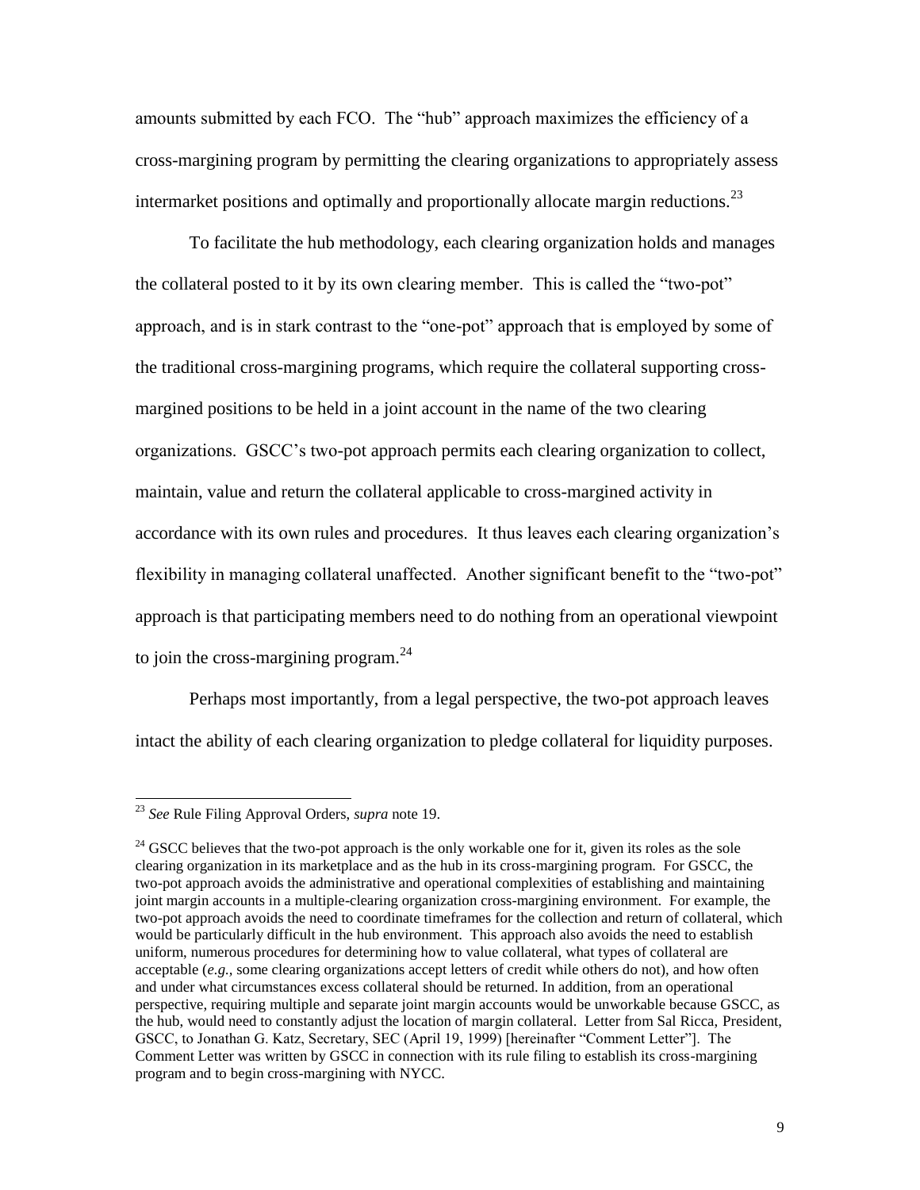amounts submitted by each FCO. The "hub" approach maximizes the efficiency of a cross-margining program by permitting the clearing organizations to appropriately assess intermarket positions and optimally and proportionally allocate margin reductions.[23]

To facilitate the hub methodology, each clearing organization holds and manages the collateral posted to it by its own clearing member. This is called the "two-pot" approach, and is in stark contrast to the "one-pot" approach that is employed by some of the traditional cross-margining programs, which require the collateral supporting cross-margined positions to be held in a joint account in the name of the two clearing organizations. GSCC's two-pot approach permits each clearing organization to collect, maintain, value and return the collateral applicable to cross-margined activity in accordance with its own rules and procedures. It thus leaves each clearing organization's flexibility in managing collateral unaffected. Another significant benefit to the "two-pot" approach is that participating members need to do nothing from an operational viewpoint to join the cross-margining program.[24]

Perhaps most importantly, from a legal perspective, the two-pot approach leaves intact the ability of each clearing organization to pledge collateral for liquidity purposes.

---

[23] *See* Rule Filing Approval Orders, *supra* note 19.

[24] GSCC believes that the two-pot approach is the only workable one for it, given its roles as the sole clearing organization in its marketplace and as the hub in its cross-margining program. For GSCC, the two-pot approach avoids the administrative and operational complexities of establishing and maintaining joint margin accounts in a multiple-clearing organization cross-margining environment. For example, the two-pot approach avoids the need to coordinate timeframes for the collection and return of collateral, which would be particularly difficult in the hub environment. This approach also avoids the need to establish uniform, numerous procedures for determining how to value collateral, what types of collateral are acceptable (*e.g.*, some clearing organizations accept letters of credit while others do not), and how often and under what circumstances excess collateral should be returned. In addition, from an operational perspective, requiring multiple and separate joint margin accounts would be unworkable because GSCC, as the hub, would need to constantly adjust the location of margin collateral. Letter from Sal Ricca, President, GSCC, to Jonathan G. Katz, Secretary, SEC (April 19, 1999) [hereinafter "Comment Letter"]. The Comment Letter was written by GSCC in connection with its rule filing to establish its cross-margining program and to begin cross-margining with NYCC.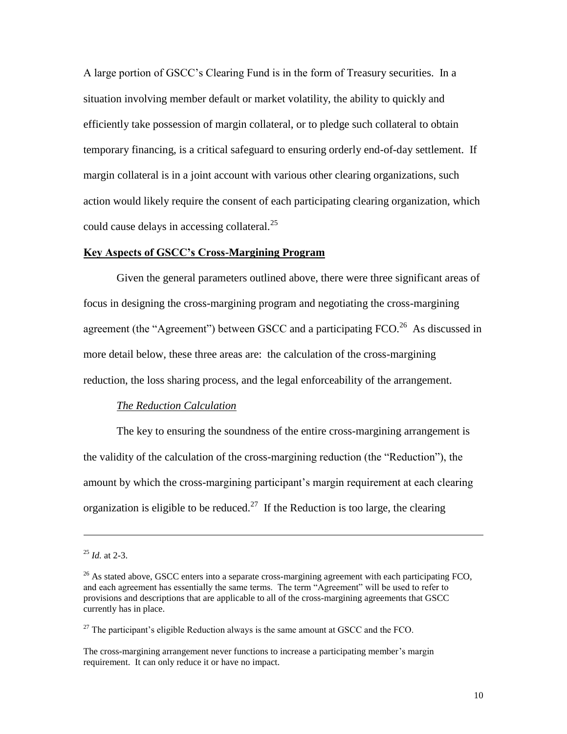A large portion of GSCC's Clearing Fund is in the form of Treasury securities. In a situation involving member default or market volatility, the ability to quickly and efficiently take possession of margin collateral, or to pledge such collateral to obtain temporary financing, is a critical safeguard to ensuring orderly end-of-day settlement. If margin collateral is in a joint account with various other clearing organizations, such action would likely require the consent of each participating clearing organization, which could cause delays in accessing collateral.[25]

**Key Aspects of GSCC's Cross-Margining Program**

Given the general parameters outlined above, there were three significant areas of focus in designing the cross-margining program and negotiating the cross-margining agreement (the "Agreement") between GSCC and a participating FCO.[26] As discussed in more detail below, these three areas are: the calculation of the cross-margining reduction, the loss sharing process, and the legal enforceability of the arrangement.

*The Reduction Calculation*

The key to ensuring the soundness of the entire cross-margining arrangement is the validity of the calculation of the cross-margining reduction (the "Reduction"), the amount by which the cross-margining participant's margin requirement at each clearing organization is eligible to be reduced.[27] If the Reduction is too large, the clearing

---

[25] *Id.* at 2-3.

[26] As stated above, GSCC enters into a separate cross-margining agreement with each participating FCO, and each agreement has essentially the same terms. The term "Agreement" will be used to refer to provisions and descriptions that are applicable to all of the cross-margining agreements that GSCC currently has in place.

[27] The participant's eligible Reduction always is the same amount at GSCC and the FCO.

The cross-margining arrangement never functions to increase a participating member's margin requirement. It can only reduce it or have no impact.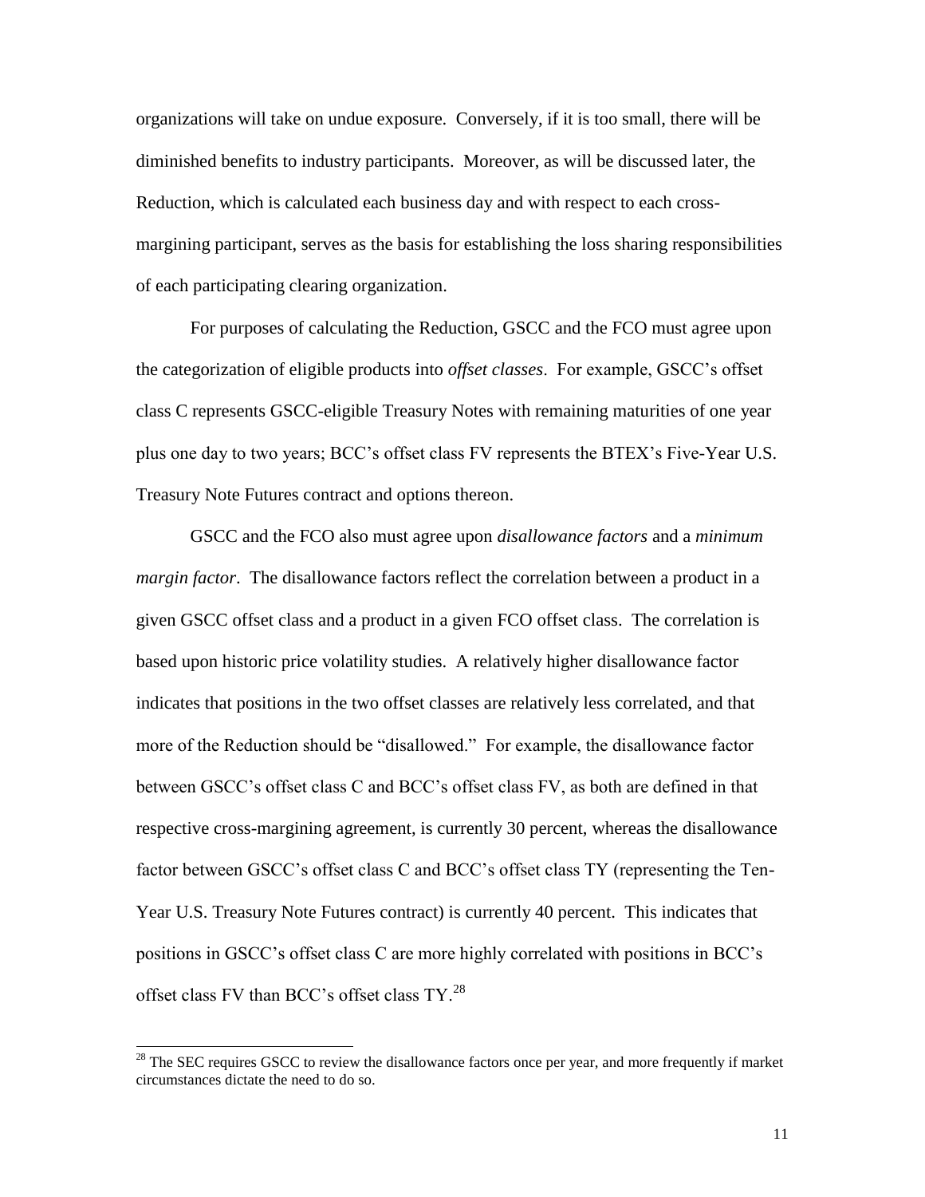organizations will take on undue exposure. Conversely, if it is too small, there will be diminished benefits to industry participants. Moreover, as will be discussed later, the Reduction, which is calculated each business day and with respect to each cross-margining participant, serves as the basis for establishing the loss sharing responsibilities of each participating clearing organization.

For purposes of calculating the Reduction, GSCC and the FCO must agree upon the categorization of eligible products into *offset classes*. For example, GSCC's offset class C represents GSCC-eligible Treasury Notes with remaining maturities of one year plus one day to two years; BCC's offset class FV represents the BTEX's Five-Year U.S. Treasury Note Futures contract and options thereon.

GSCC and the FCO also must agree upon *disallowance factors* and a *minimum margin factor*. The disallowance factors reflect the correlation between a product in a given GSCC offset class and a product in a given FCO offset class. The correlation is based upon historic price volatility studies. A relatively higher disallowance factor indicates that positions in the two offset classes are relatively less correlated, and that more of the Reduction should be "disallowed." For example, the disallowance factor between GSCC's offset class C and BCC's offset class FV, as both are defined in that respective cross-margining agreement, is currently 30 percent, whereas the disallowance factor between GSCC's offset class C and BCC's offset class TY (representing the Ten-Year U.S. Treasury Note Futures contract) is currently 40 percent. This indicates that positions in GSCC's offset class C are more highly correlated with positions in BCC's offset class FV than BCC's offset class TY.[28]

[28] The SEC requires GSCC to review the disallowance factors once per year, and more frequently if market circumstances dictate the need to do so.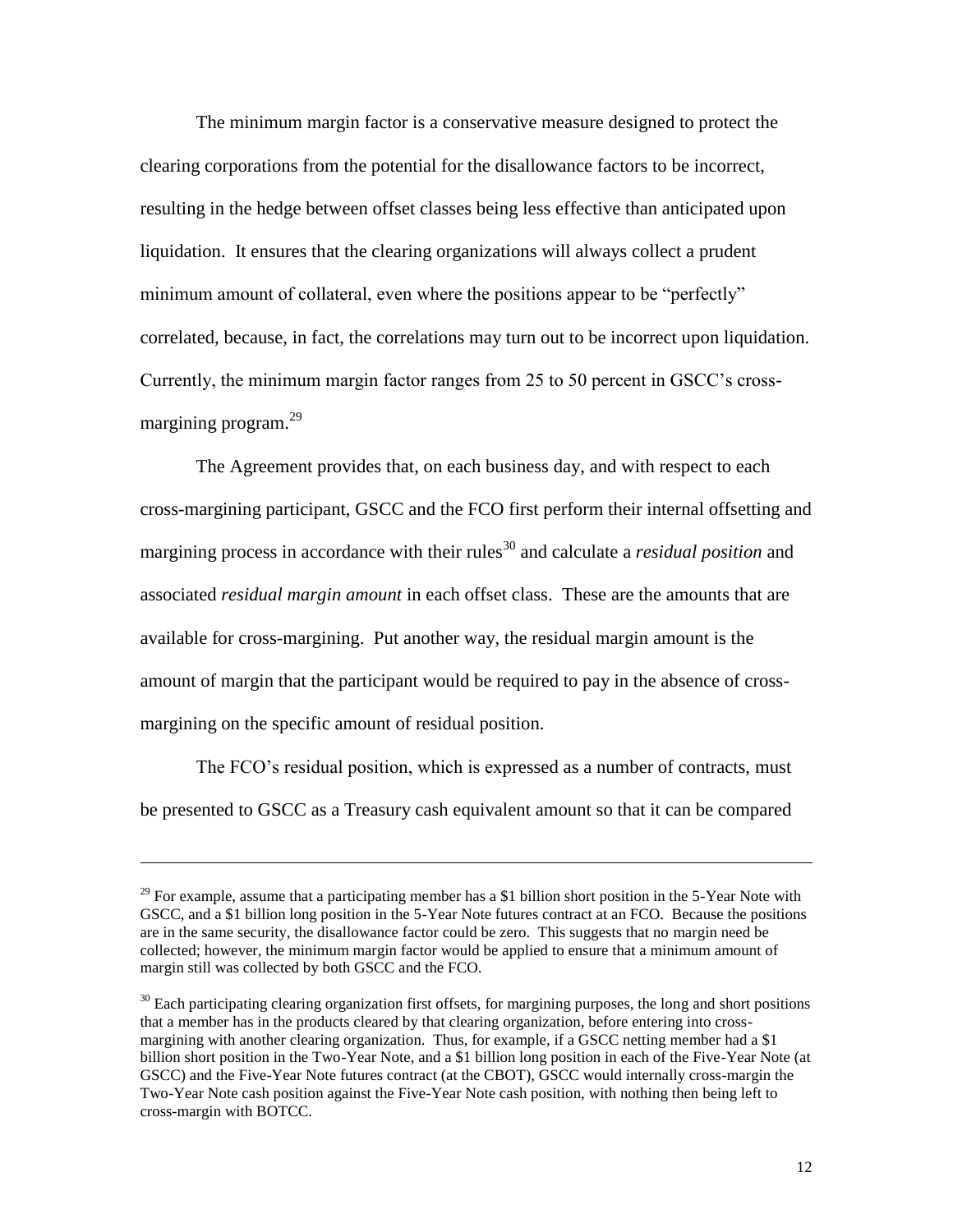The minimum margin factor is a conservative measure designed to protect the clearing corporations from the potential for the disallowance factors to be incorrect, resulting in the hedge between offset classes being less effective than anticipated upon liquidation. It ensures that the clearing organizations will always collect a prudent minimum amount of collateral, even where the positions appear to be "perfectly" correlated, because, in fact, the correlations may turn out to be incorrect upon liquidation. Currently, the minimum margin factor ranges from 25 to 50 percent in GSCC's cross-margining program.[29]

The Agreement provides that, on each business day, and with respect to each cross-margining participant, GSCC and the FCO first perform their internal offsetting and margining process in accordance with their rules[30] and calculate a *residual position* and associated *residual margin amount* in each offset class. These are the amounts that are available for cross-margining. Put another way, the residual margin amount is the amount of margin that the participant would be required to pay in the absence of cross-margining on the specific amount of residual position.

The FCO's residual position, which is expressed as a number of contracts, must be presented to GSCC as a Treasury cash equivalent amount so that it can be compared

---

[29] For example, assume that a participating member has a $1 billion short position in the 5-Year Note with GSCC, and a $1 billion long position in the 5-Year Note futures contract at an FCO. Because the positions are in the same security, the disallowance factor could be zero. This suggests that no margin need be collected; however, the minimum margin factor would be applied to ensure that a minimum amount of margin still was collected by both GSCC and the FCO.

[30] Each participating clearing organization first offsets, for margining purposes, the long and short positions that a member has in the products cleared by that clearing organization, before entering into cross-margining with another clearing organization. Thus, for example, if a GSCC netting member had a $1 billion short position in the Two-Year Note, and a $1 billion long position in each of the Five-Year Note (at GSCC) and the Five-Year Note futures contract (at the CBOT), GSCC would internally cross-margin the Two-Year Note cash position against the Five-Year Note cash position, with nothing then being left to cross-margin with BOTCC.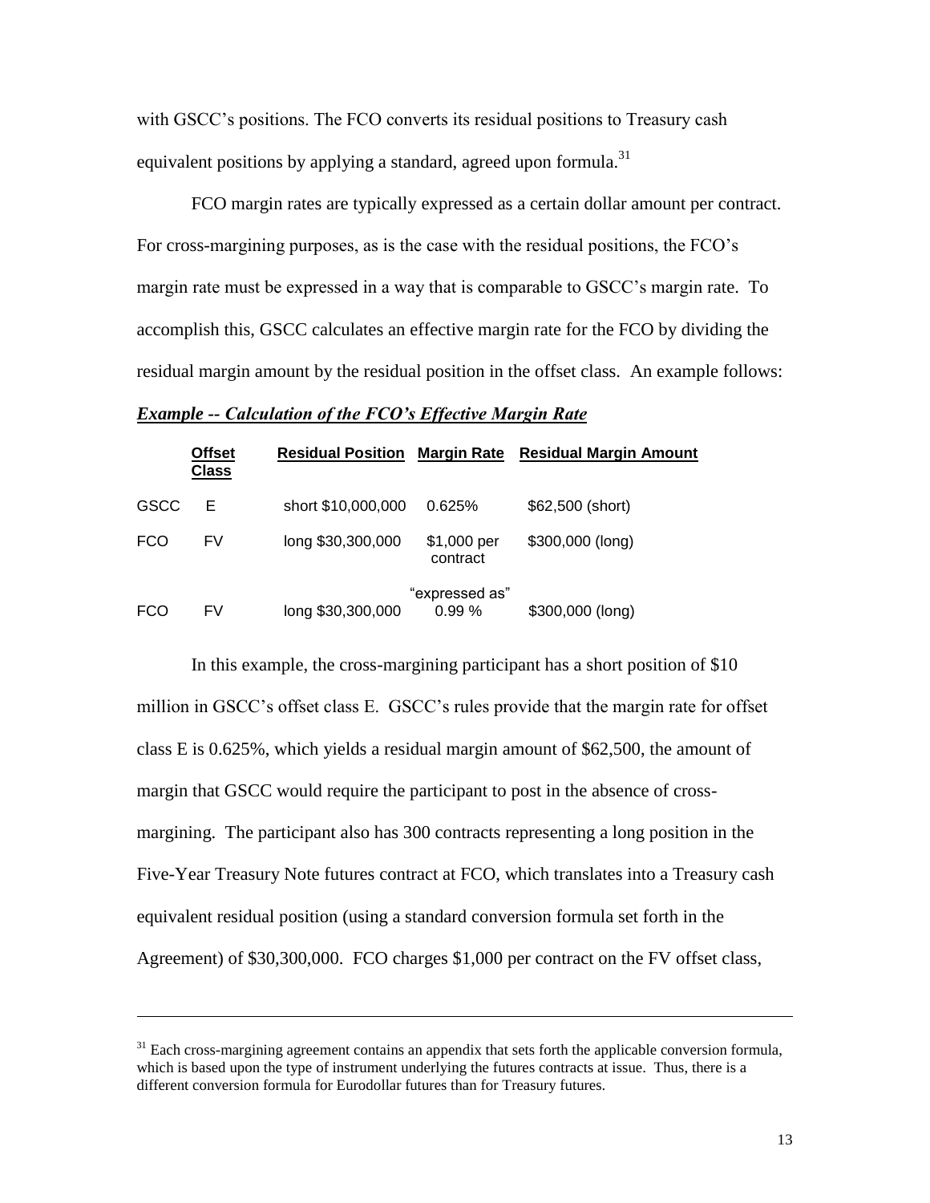with GSCC's positions. The FCO converts its residual positions to Treasury cash equivalent positions by applying a standard, agreed upon formula.[31]

FCO margin rates are typically expressed as a certain dollar amount per contract. For cross-margining purposes, as is the case with the residual positions, the FCO's margin rate must be expressed in a way that is comparable to GSCC's margin rate. To accomplish this, GSCC calculates an effective margin rate for the FCO by dividing the residual margin amount by the residual position in the offset class. An example follows:

***Example -- Calculation of the FCO's Effective Margin Rate***

| | Offset Class | Residual Position | Margin Rate | Residual Margin Amount |
|---|---|---|---|---|
| GSCC | E | short $10,000,000 | 0.625% | $62,500 (short) |
| FCO | FV | long $30,300,000 | $1,000 per contract | $300,000 (long) |
| FCO | FV | long $30,300,000 | "expressed as" 0.99 % | $300,000 (long) |

In this example, the cross-margining participant has a short position of $10 million in GSCC's offset class E. GSCC's rules provide that the margin rate for offset class E is 0.625%, which yields a residual margin amount of $62,500, the amount of margin that GSCC would require the participant to post in the absence of cross-margining. The participant also has 300 contracts representing a long position in the Five-Year Treasury Note futures contract at FCO, which translates into a Treasury cash equivalent residual position (using a standard conversion formula set forth in the Agreement) of $30,300,000. FCO charges $1,000 per contract on the FV offset class,

---

[31] Each cross-margining agreement contains an appendix that sets forth the applicable conversion formula, which is based upon the type of instrument underlying the futures contracts at issue. Thus, there is a different conversion formula for Eurodollar futures than for Treasury futures.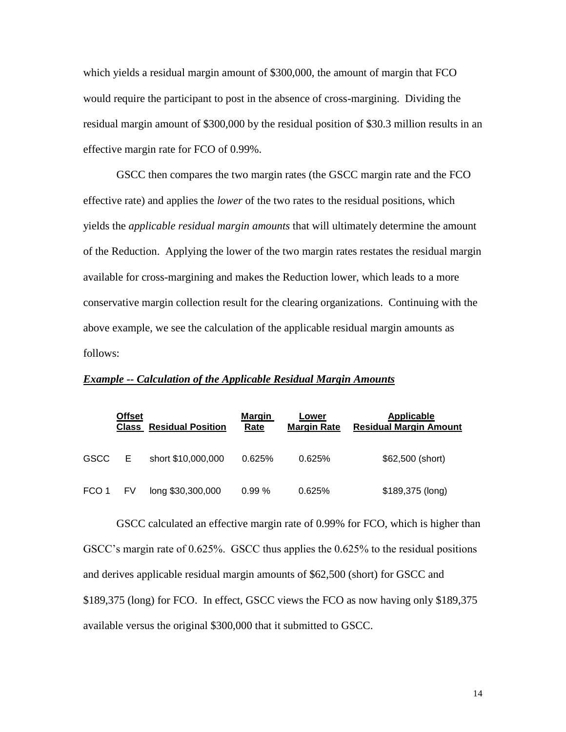which yields a residual margin amount of $300,000, the amount of margin that FCO would require the participant to post in the absence of cross-margining. Dividing the residual margin amount of $300,000 by the residual position of $30.3 million results in an effective margin rate for FCO of 0.99%.

GSCC then compares the two margin rates (the GSCC margin rate and the FCO effective rate) and applies the *lower* of the two rates to the residual positions, which yields the *applicable residual margin amounts* that will ultimately determine the amount of the Reduction. Applying the lower of the two margin rates restates the residual margin available for cross-margining and makes the Reduction lower, which leads to a more conservative margin collection result for the clearing organizations. Continuing with the above example, we see the calculation of the applicable residual margin amounts as follows:

***Example -- Calculation of the Applicable Residual Margin Amounts***

| | Offset Class | Residual Position | Margin Rate | Lower Margin Rate | Applicable Residual Margin Amount |
|---|---|---|---|---|---|
| GSCC | E | short $10,000,000 | 0.625% | 0.625% | $62,500 (short) |
| FCO 1 | FV | long $30,300,000 | 0.99 % | 0.625% | $189,375 (long) |

GSCC calculated an effective margin rate of 0.99% for FCO, which is higher than GSCC's margin rate of 0.625%. GSCC thus applies the 0.625% to the residual positions and derives applicable residual margin amounts of $62,500 (short) for GSCC and $189,375 (long) for FCO. In effect, GSCC views the FCO as now having only $189,375 available versus the original $300,000 that it submitted to GSCC.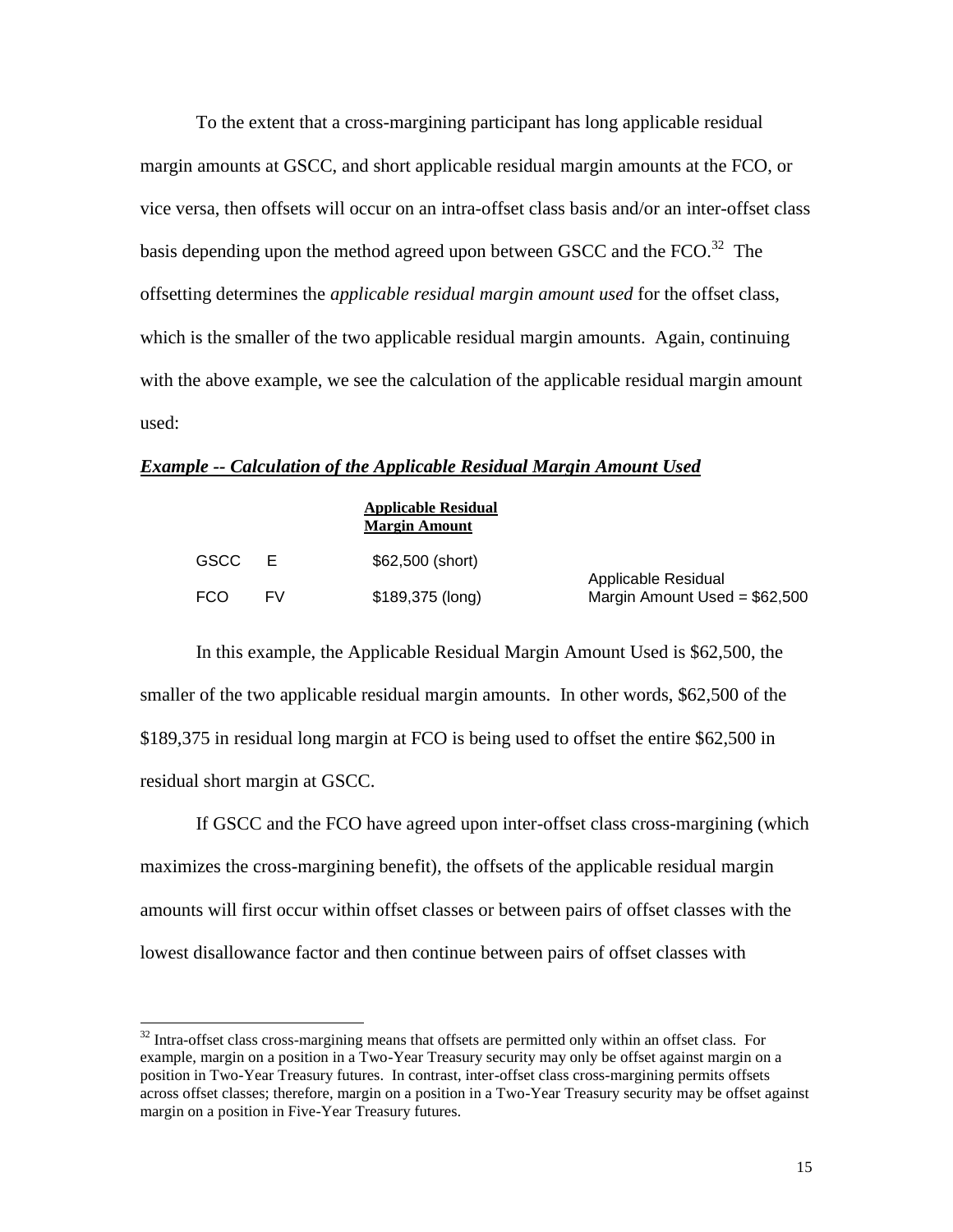To the extent that a cross-margining participant has long applicable residual margin amounts at GSCC, and short applicable residual margin amounts at the FCO, or vice versa, then offsets will occur on an intra-offset class basis and/or an inter-offset class basis depending upon the method agreed upon between GSCC and the FCO.[32] The offsetting determines the *applicable residual margin amount used* for the offset class, which is the smaller of the two applicable residual margin amounts. Again, continuing with the above example, we see the calculation of the applicable residual margin amount used:

***Example -- Calculation of the Applicable Residual Margin Amount Used***

| | | Applicable Residual Margin Amount | |
|---|---|---|---|
| GSCC | E | $62,500 (short) | Applicable Residual Margin Amount Used = $62,500 |
| FCO | FV | $189,375 (long) | |

In this example, the Applicable Residual Margin Amount Used is $62,500, the smaller of the two applicable residual margin amounts. In other words, $62,500 of the $189,375 in residual long margin at FCO is being used to offset the entire $62,500 in residual short margin at GSCC.

If GSCC and the FCO have agreed upon inter-offset class cross-margining (which maximizes the cross-margining benefit), the offsets of the applicable residual margin amounts will first occur within offset classes or between pairs of offset classes with the lowest disallowance factor and then continue between pairs of offset classes with

[32] Intra-offset class cross-margining means that offsets are permitted only within an offset class. For example, margin on a position in a Two-Year Treasury security may only be offset against margin on a position in Two-Year Treasury futures. In contrast, inter-offset class cross-margining permits offsets across offset classes; therefore, margin on a position in a Two-Year Treasury security may be offset against margin on a position in Five-Year Treasury futures.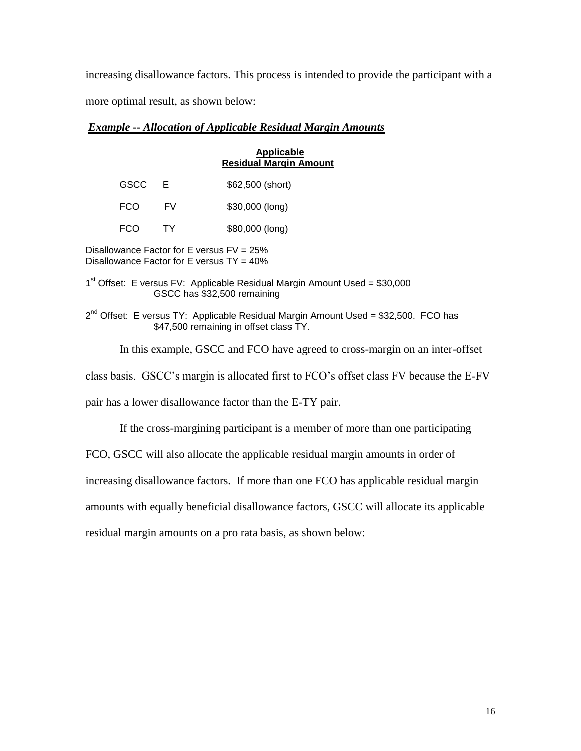increasing disallowance factors. This process is intended to provide the participant with a more optimal result, as shown below:

***Example -- Allocation of Applicable Residual Margin Amounts***

| | | Applicable Residual Margin Amount |
|---|---|---|
| GSCC | E | $62,500 (short) |
| FCO | FV | $30,000 (long) |
| FCO | TY | $80,000 (long) |

Disallowance Factor for E versus FV = 25%
Disallowance Factor for E versus TY = 40%

1st Offset: E versus FV: Applicable Residual Margin Amount Used = $30,000
GSCC has $32,500 remaining

2nd Offset: E versus TY: Applicable Residual Margin Amount Used = $32,500. FCO has $47,500 remaining in offset class TY.

In this example, GSCC and FCO have agreed to cross-margin on an inter-offset class basis. GSCC's margin is allocated first to FCO's offset class FV because the E-FV pair has a lower disallowance factor than the E-TY pair.

If the cross-margining participant is a member of more than one participating FCO, GSCC will also allocate the applicable residual margin amounts in order of increasing disallowance factors. If more than one FCO has applicable residual margin amounts with equally beneficial disallowance factors, GSCC will allocate its applicable residual margin amounts on a pro rata basis, as shown below: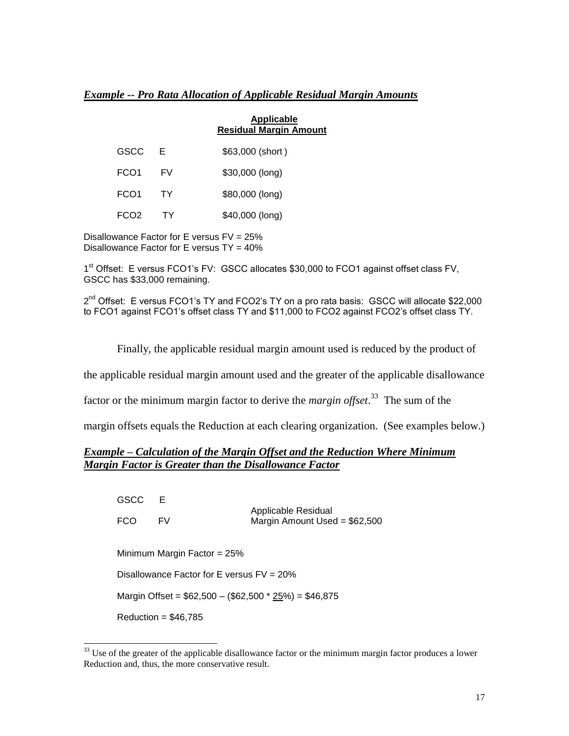***Example -- Pro Rata Allocation of Applicable Residual Margin Amounts***

| | | Applicable Residual Margin Amount |
|---|---|---|
| GSCC | E | $63,000 (short ) |
| FCO1 | FV | $30,000 (long) |
| FCO1 | TY | $80,000 (long) |
| FCO2 | TY | $40,000 (long) |

Disallowance Factor for E versus FV = 25%
Disallowance Factor for E versus TY = 40%

1st Offset: E versus FCO1's FV: GSCC allocates $30,000 to FCO1 against offset class FV, GSCC has $33,000 remaining.

2nd Offset: E versus FCO1's TY and FCO2's TY on a pro rata basis: GSCC will allocate $22,000 to FCO1 against FCO1's offset class TY and $11,000 to FCO2 against FCO2's offset class TY.

Finally, the applicable residual margin amount used is reduced by the product of the applicable residual margin amount used and the greater of the applicable disallowance factor or the minimum margin factor to derive the *margin offset*.[33] The sum of the margin offsets equals the Reduction at each clearing organization. (See examples below.)

***Example – Calculation of the Margin Offset and the Reduction Where Minimum Margin Factor is Greater than the Disallowance Factor***

GSCC E
FCO FV

Applicable Residual Margin Amount Used = $62,500

Minimum Margin Factor = 25%

Disallowance Factor for E versus FV = 20%

Margin Offset = $62,500 – ($62,500 * <u>25</u>%) = $46,875

Reduction = $46,785

[33] Use of the greater of the applicable disallowance factor or the minimum margin factor produces a lower Reduction and, thus, the more conservative result.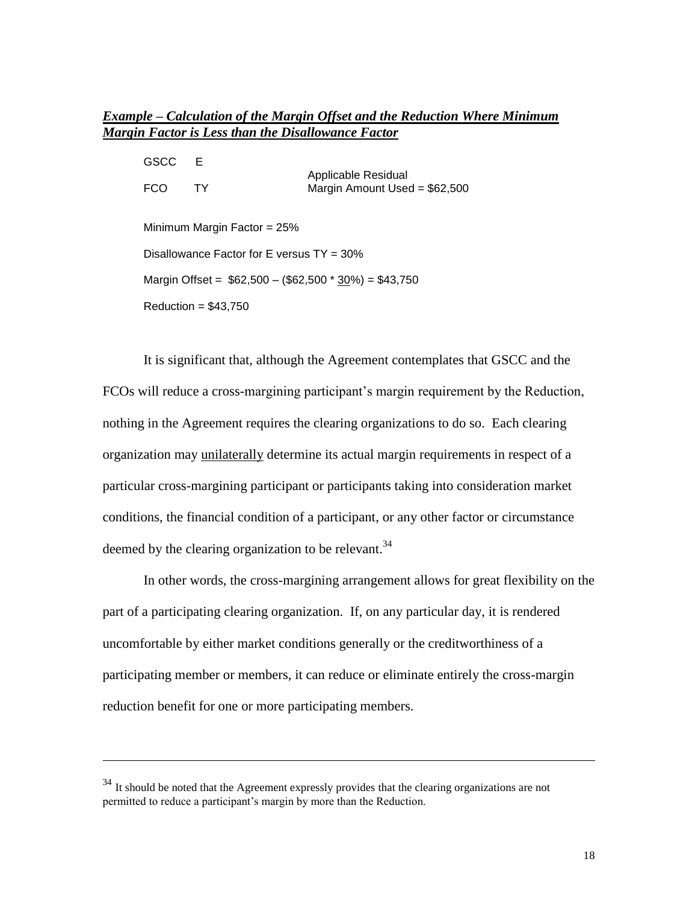***<u>Example – Calculation of the Margin Offset and the Reduction Where Minimum Margin Factor is Less than the Disallowance Factor</u>***

| | | |
|---|---|---|
| GSCC | E | |
| FCO | TY | Applicable Residual Margin Amount Used = $62,500 |

Minimum Margin Factor = 25%

Disallowance Factor for E versus TY = 30%

Margin Offset = $62,500 – ($62,500 * <u>30</u>%) = $43,750

Reduction = $43,750

It is significant that, although the Agreement contemplates that GSCC and the FCOs will reduce a cross-margining participant's margin requirement by the Reduction, nothing in the Agreement requires the clearing organizations to do so. Each clearing organization may <u>unilaterally</u> determine its actual margin requirements in respect of a particular cross-margining participant or participants taking into consideration market conditions, the financial condition of a participant, or any other factor or circumstance deemed by the clearing organization to be relevant.[34]

In other words, the cross-margining arrangement allows for great flexibility on the part of a participating clearing organization. If, on any particular day, it is rendered uncomfortable by either market conditions generally or the creditworthiness of a participating member or members, it can reduce or eliminate entirely the cross-margin reduction benefit for one or more participating members.

---

[34] It should be noted that the Agreement expressly provides that the clearing organizations are not permitted to reduce a participant's margin by more than the Reduction.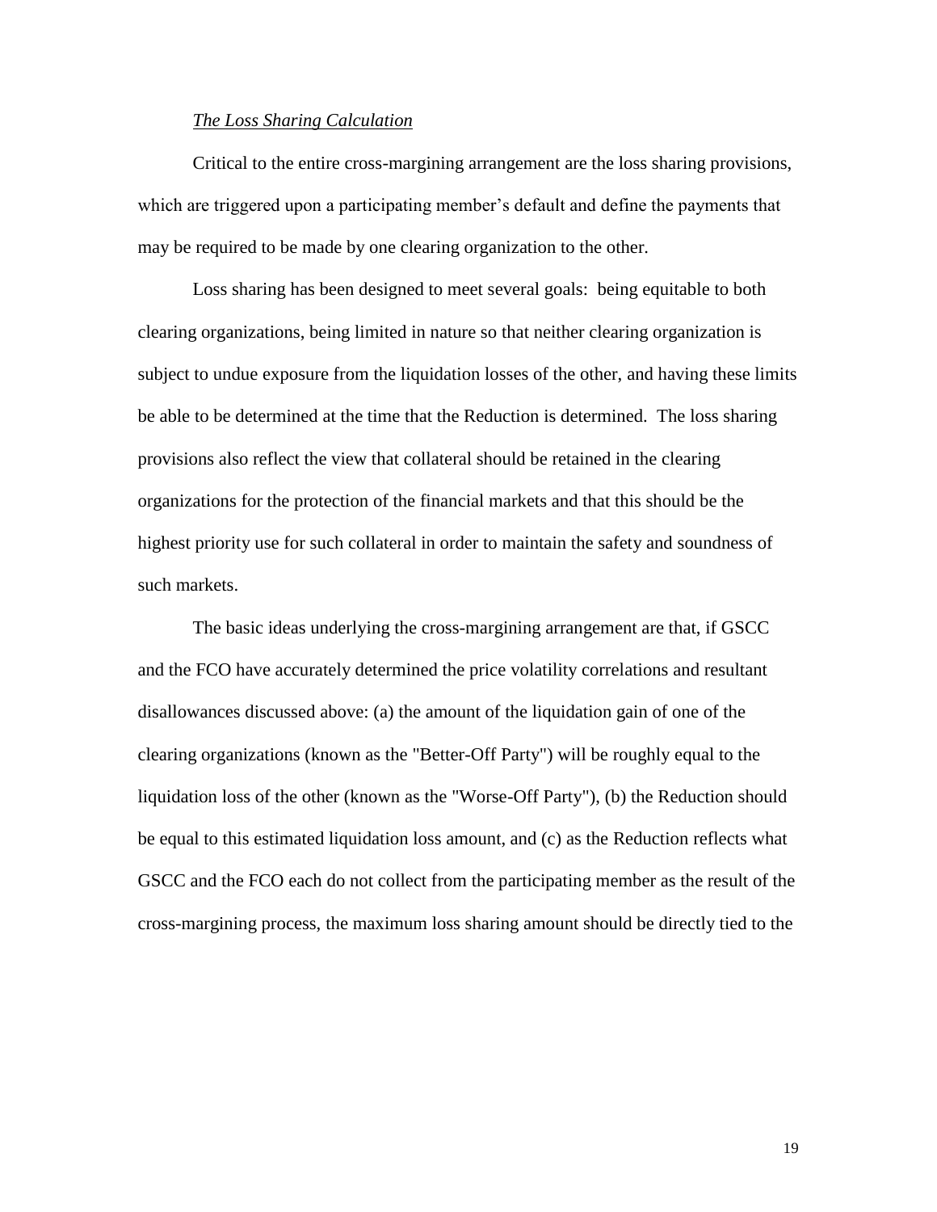*The Loss Sharing Calculation*

Critical to the entire cross-margining arrangement are the loss sharing provisions, which are triggered upon a participating member's default and define the payments that may be required to be made by one clearing organization to the other.

Loss sharing has been designed to meet several goals: being equitable to both clearing organizations, being limited in nature so that neither clearing organization is subject to undue exposure from the liquidation losses of the other, and having these limits be able to be determined at the time that the Reduction is determined. The loss sharing provisions also reflect the view that collateral should be retained in the clearing organizations for the protection of the financial markets and that this should be the highest priority use for such collateral in order to maintain the safety and soundness of such markets.

The basic ideas underlying the cross-margining arrangement are that, if GSCC and the FCO have accurately determined the price volatility correlations and resultant disallowances discussed above: (a) the amount of the liquidation gain of one of the clearing organizations (known as the "Better-Off Party") will be roughly equal to the liquidation loss of the other (known as the "Worse-Off Party"), (b) the Reduction should be equal to this estimated liquidation loss amount, and (c) as the Reduction reflects what GSCC and the FCO each do not collect from the participating member as the result of the cross-margining process, the maximum loss sharing amount should be directly tied to the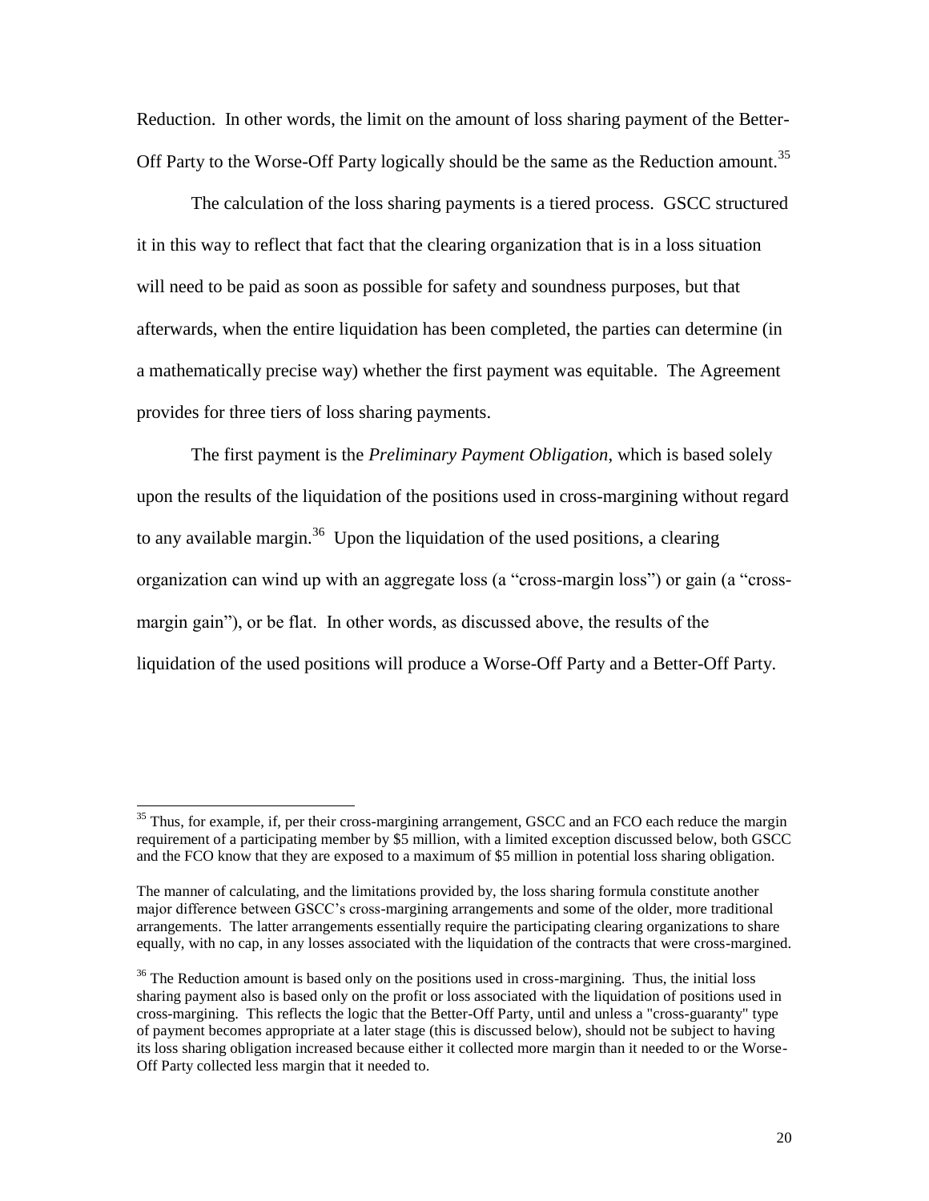Reduction. In other words, the limit on the amount of loss sharing payment of the Better-Off Party to the Worse-Off Party logically should be the same as the Reduction amount.[35]

The calculation of the loss sharing payments is a tiered process. GSCC structured it in this way to reflect that fact that the clearing organization that is in a loss situation will need to be paid as soon as possible for safety and soundness purposes, but that afterwards, when the entire liquidation has been completed, the parties can determine (in a mathematically precise way) whether the first payment was equitable. The Agreement provides for three tiers of loss sharing payments.

The first payment is the *Preliminary Payment Obligation*, which is based solely upon the results of the liquidation of the positions used in cross-margining without regard to any available margin.[36] Upon the liquidation of the used positions, a clearing organization can wind up with an aggregate loss (a "cross-margin loss") or gain (a "cross-margin gain"), or be flat. In other words, as discussed above, the results of the liquidation of the used positions will produce a Worse-Off Party and a Better-Off Party.

---

[35] Thus, for example, if, per their cross-margining arrangement, GSCC and an FCO each reduce the margin requirement of a participating member by $5 million, with a limited exception discussed below, both GSCC and the FCO know that they are exposed to a maximum of $5 million in potential loss sharing obligation.

The manner of calculating, and the limitations provided by, the loss sharing formula constitute another major difference between GSCC's cross-margining arrangements and some of the older, more traditional arrangements. The latter arrangements essentially require the participating clearing organizations to share equally, with no cap, in any losses associated with the liquidation of the contracts that were cross-margined.

[36] The Reduction amount is based only on the positions used in cross-margining. Thus, the initial loss sharing payment also is based only on the profit or loss associated with the liquidation of positions used in cross-margining. This reflects the logic that the Better-Off Party, until and unless a "cross-guaranty" type of payment becomes appropriate at a later stage (this is discussed below), should not be subject to having its loss sharing obligation increased because either it collected more margin than it needed to or the Worse-Off Party collected less margin that it needed to.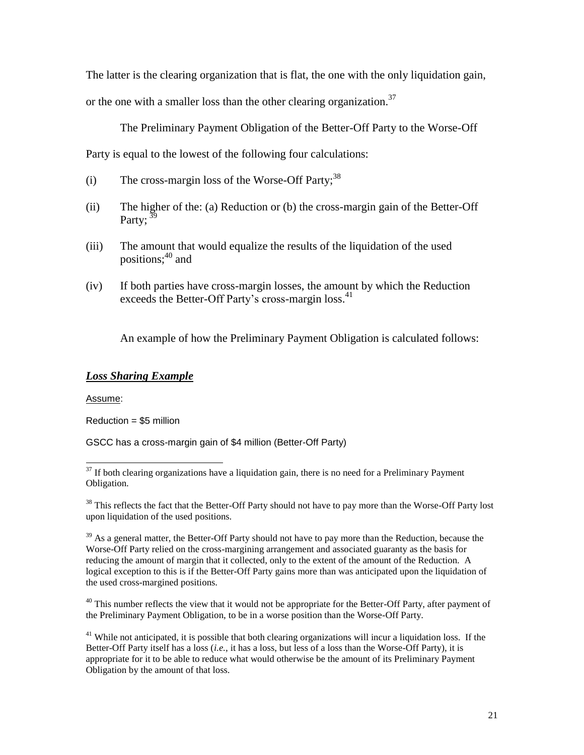The latter is the clearing organization that is flat, the one with the only liquidation gain, or the one with a smaller loss than the other clearing organization.[37]

The Preliminary Payment Obligation of the Better-Off Party to the Worse-Off Party is equal to the lowest of the following four calculations:

(i) The cross-margin loss of the Worse-Off Party;[38]

(ii) The higher of the: (a) Reduction or (b) the cross-margin gain of the Better-Off Party;[39]

(iii) The amount that would equalize the results of the liquidation of the used positions;[40] and

(iv) If both parties have cross-margin losses, the amount by which the Reduction exceeds the Better-Off Party's cross-margin loss.[41]

An example of how the Preliminary Payment Obligation is calculated follows:

***Loss Sharing Example***

Assume:

Reduction = $5 million

GSCC has a cross-margin gain of $4 million (Better-Off Party)

---

[37] If both clearing organizations have a liquidation gain, there is no need for a Preliminary Payment Obligation.

[38] This reflects the fact that the Better-Off Party should not have to pay more than the Worse-Off Party lost upon liquidation of the used positions.

[39] As a general matter, the Better-Off Party should not have to pay more than the Reduction, because the Worse-Off Party relied on the cross-margining arrangement and associated guaranty as the basis for reducing the amount of margin that it collected, only to the extent of the amount of the Reduction. A logical exception to this is if the Better-Off Party gains more than was anticipated upon the liquidation of the used cross-margined positions.

[40] This number reflects the view that it would not be appropriate for the Better-Off Party, after payment of the Preliminary Payment Obligation, to be in a worse position than the Worse-Off Party.

[41] While not anticipated, it is possible that both clearing organizations will incur a liquidation loss. If the Better-Off Party itself has a loss (*i.e.*, it has a loss, but less of a loss than the Worse-Off Party), it is appropriate for it to be able to reduce what would otherwise be the amount of its Preliminary Payment Obligation by the amount of that loss.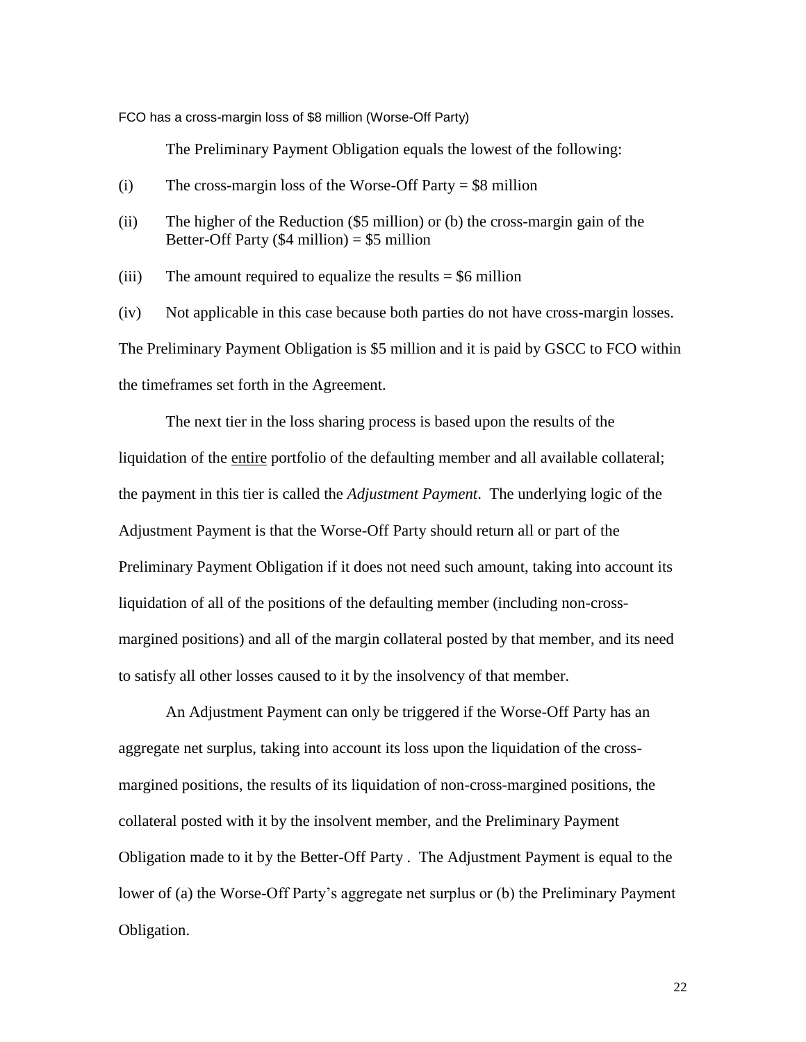FCO has a cross-margin loss of $8 million (Worse-Off Party)

The Preliminary Payment Obligation equals the lowest of the following:

(i) The cross-margin loss of the Worse-Off Party = $8 million

(ii) The higher of the Reduction ($5 million) or (b) the cross-margin gain of the Better-Off Party ($4 million) = $5 million

(iii) The amount required to equalize the results = $6 million

(iv) Not applicable in this case because both parties do not have cross-margin losses.

The Preliminary Payment Obligation is $5 million and it is paid by GSCC to FCO within the timeframes set forth in the Agreement.

The next tier in the loss sharing process is based upon the results of the liquidation of the entire portfolio of the defaulting member and all available collateral; the payment in this tier is called the *Adjustment Payment*. The underlying logic of the Adjustment Payment is that the Worse-Off Party should return all or part of the Preliminary Payment Obligation if it does not need such amount, taking into account its liquidation of all of the positions of the defaulting member (including non-cross-margined positions) and all of the margin collateral posted by that member, and its need to satisfy all other losses caused to it by the insolvency of that member.

An Adjustment Payment can only be triggered if the Worse-Off Party has an aggregate net surplus, taking into account its loss upon the liquidation of the cross-margined positions, the results of its liquidation of non-cross-margined positions, the collateral posted with it by the insolvent member, and the Preliminary Payment Obligation made to it by the Better-Off Party . The Adjustment Payment is equal to the lower of (a) the Worse-Off Party's aggregate net surplus or (b) the Preliminary Payment Obligation.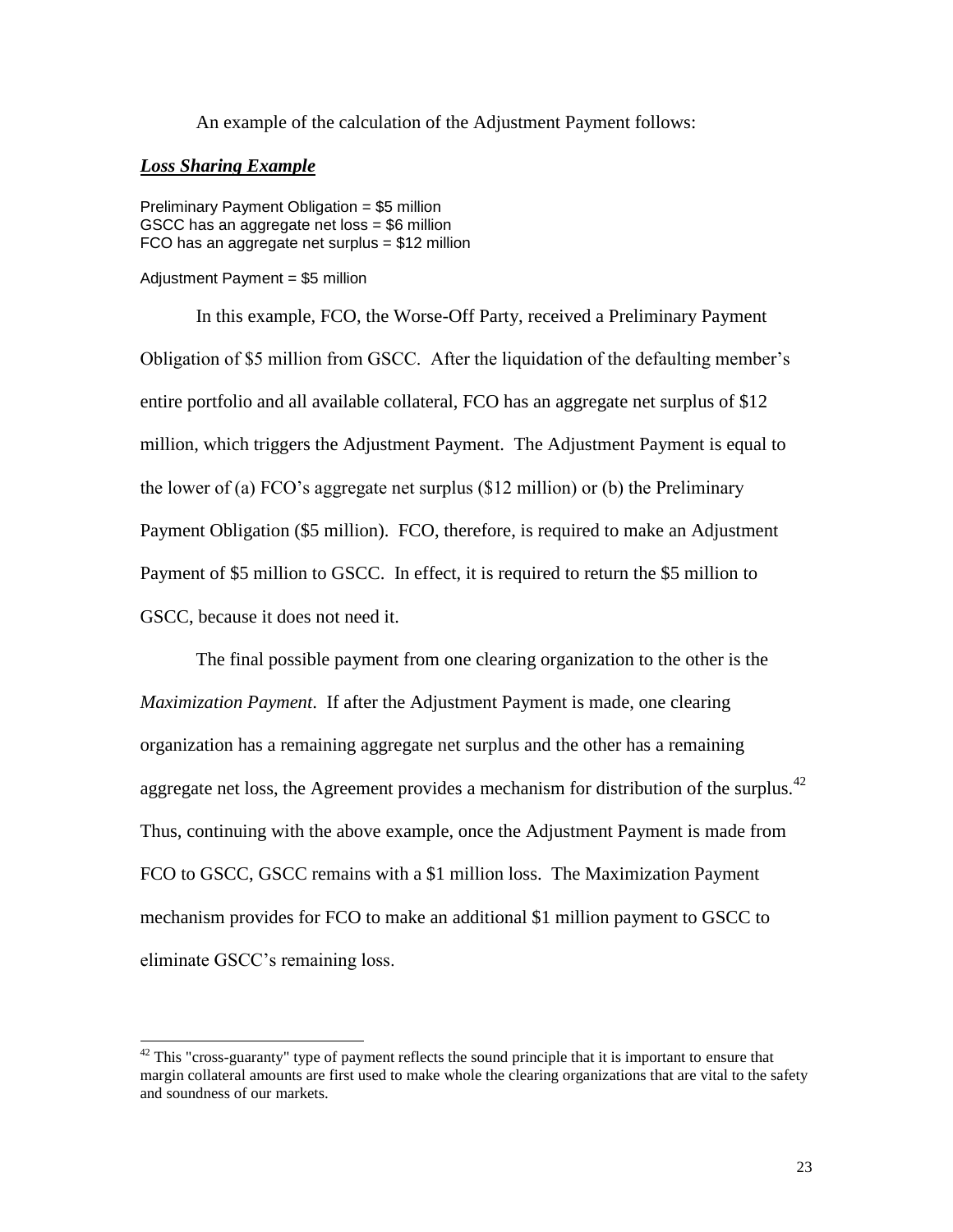An example of the calculation of the Adjustment Payment follows:

***Loss Sharing Example***

Preliminary Payment Obligation = $5 million
GSCC has an aggregate net loss = $6 million
FCO has an aggregate net surplus = $12 million

Adjustment Payment = $5 million

In this example, FCO, the Worse-Off Party, received a Preliminary Payment Obligation of $5 million from GSCC. After the liquidation of the defaulting member's entire portfolio and all available collateral, FCO has an aggregate net surplus of $12 million, which triggers the Adjustment Payment. The Adjustment Payment is equal to the lower of (a) FCO's aggregate net surplus ($12 million) or (b) the Preliminary Payment Obligation ($5 million). FCO, therefore, is required to make an Adjustment Payment of $5 million to GSCC. In effect, it is required to return the $5 million to GSCC, because it does not need it.

The final possible payment from one clearing organization to the other is the *Maximization Payment*. If after the Adjustment Payment is made, one clearing organization has a remaining aggregate net surplus and the other has a remaining aggregate net loss, the Agreement provides a mechanism for distribution of the surplus.[42] Thus, continuing with the above example, once the Adjustment Payment is made from FCO to GSCC, GSCC remains with a $1 million loss. The Maximization Payment mechanism provides for FCO to make an additional $1 million payment to GSCC to eliminate GSCC's remaining loss.

---

[42] This "cross-guaranty" type of payment reflects the sound principle that it is important to ensure that margin collateral amounts are first used to make whole the clearing organizations that are vital to the safety and soundness of our markets.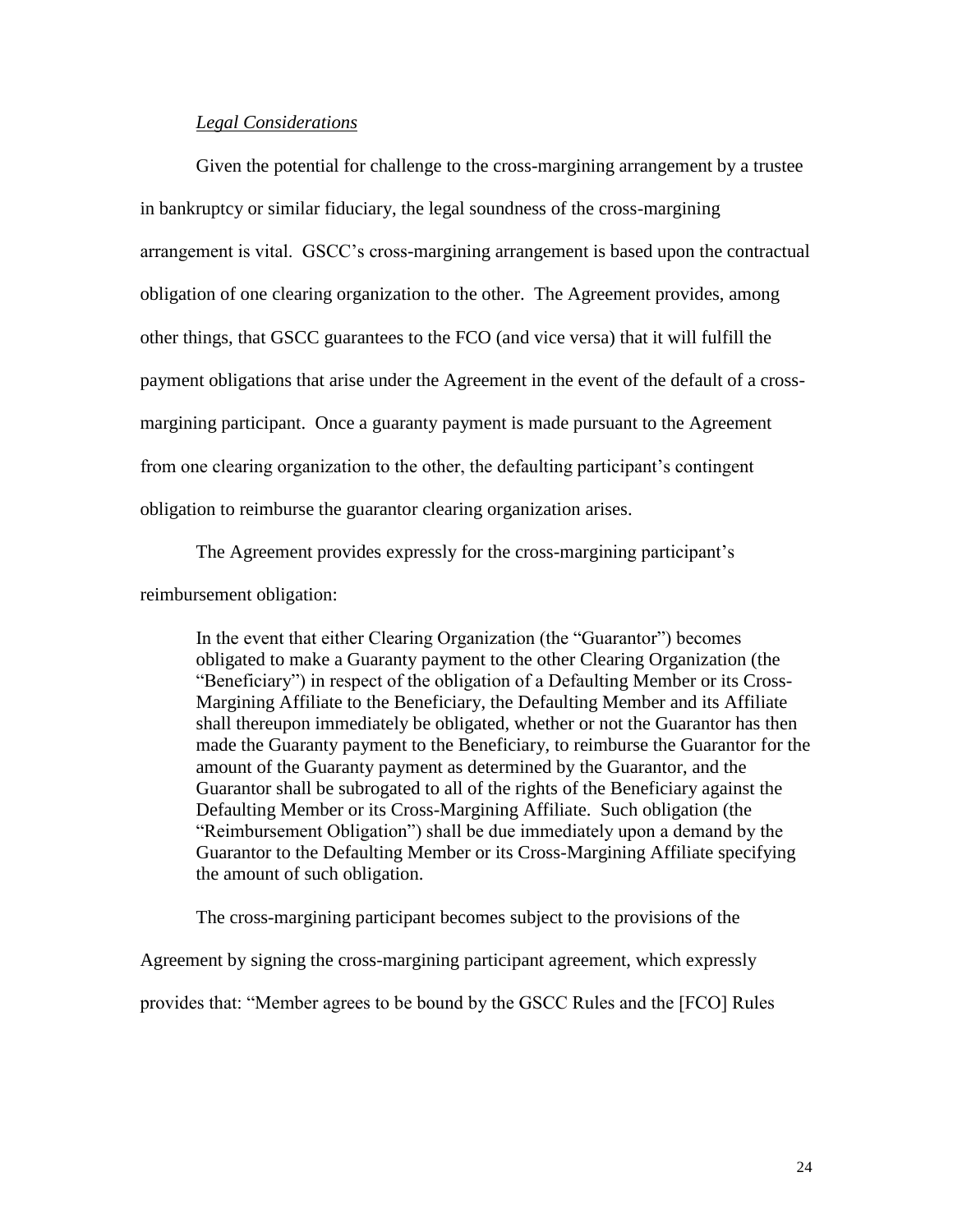*Legal Considerations*

Given the potential for challenge to the cross-margining arrangement by a trustee in bankruptcy or similar fiduciary, the legal soundness of the cross-margining arrangement is vital. GSCC's cross-margining arrangement is based upon the contractual obligation of one clearing organization to the other. The Agreement provides, among other things, that GSCC guarantees to the FCO (and vice versa) that it will fulfill the payment obligations that arise under the Agreement in the event of the default of a cross-margining participant. Once a guaranty payment is made pursuant to the Agreement from one clearing organization to the other, the defaulting participant's contingent obligation to reimburse the guarantor clearing organization arises.

The Agreement provides expressly for the cross-margining participant's reimbursement obligation:

> In the event that either Clearing Organization (the "Guarantor") becomes obligated to make a Guaranty payment to the other Clearing Organization (the "Beneficiary") in respect of the obligation of a Defaulting Member or its Cross-Margining Affiliate to the Beneficiary, the Defaulting Member and its Affiliate shall thereupon immediately be obligated, whether or not the Guarantor has then made the Guaranty payment to the Beneficiary, to reimburse the Guarantor for the amount of the Guaranty payment as determined by the Guarantor, and the Guarantor shall be subrogated to all of the rights of the Beneficiary against the Defaulting Member or its Cross-Margining Affiliate. Such obligation (the "Reimbursement Obligation") shall be due immediately upon a demand by the Guarantor to the Defaulting Member or its Cross-Margining Affiliate specifying the amount of such obligation.

The cross-margining participant becomes subject to the provisions of the Agreement by signing the cross-margining participant agreement, which expressly provides that: "Member agrees to be bound by the GSCC Rules and the [FCO] Rules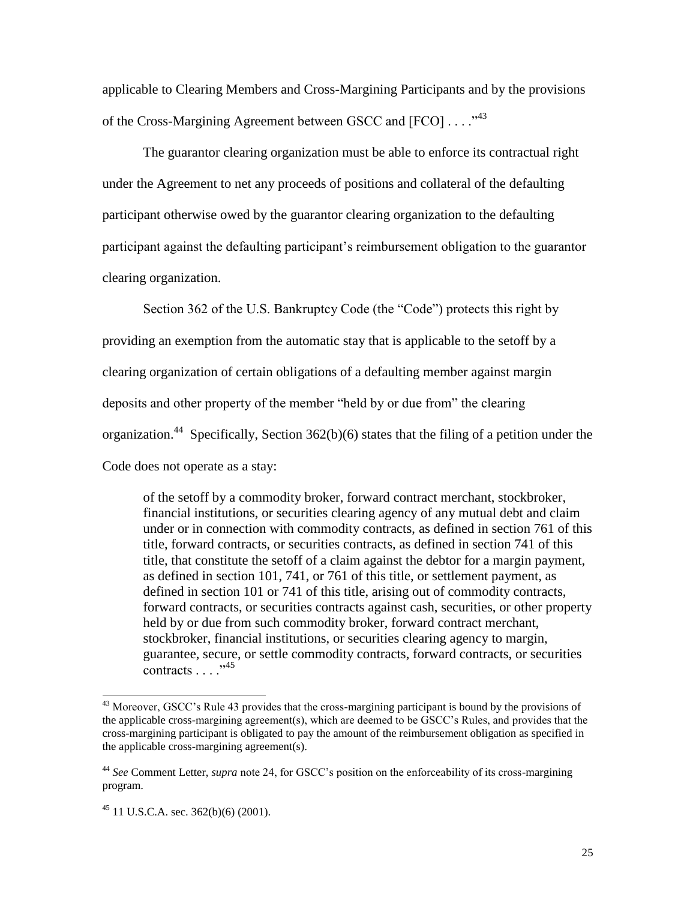applicable to Clearing Members and Cross-Margining Participants and by the provisions of the Cross-Margining Agreement between GSCC and [FCO] . . . ."[43]

The guarantor clearing organization must be able to enforce its contractual right under the Agreement to net any proceeds of positions and collateral of the defaulting participant otherwise owed by the guarantor clearing organization to the defaulting participant against the defaulting participant's reimbursement obligation to the guarantor clearing organization.

Section 362 of the U.S. Bankruptcy Code (the "Code") protects this right by providing an exemption from the automatic stay that is applicable to the setoff by a clearing organization of certain obligations of a defaulting member against margin deposits and other property of the member "held by or due from" the clearing organization.[44] Specifically, Section 362(b)(6) states that the filing of a petition under the Code does not operate as a stay:

> of the setoff by a commodity broker, forward contract merchant, stockbroker, financial institutions, or securities clearing agency of any mutual debt and claim under or in connection with commodity contracts, as defined in section 761 of this title, forward contracts, or securities contracts, as defined in section 741 of this title, that constitute the setoff of a claim against the debtor for a margin payment, as defined in section 101, 741, or 761 of this title, or settlement payment, as defined in section 101 or 741 of this title, arising out of commodity contracts, forward contracts, or securities contracts against cash, securities, or other property held by or due from such commodity broker, forward contract merchant, stockbroker, financial institutions, or securities clearing agency to margin, guarantee, secure, or settle commodity contracts, forward contracts, or securities contracts . . . ."[45]

---

[43] Moreover, GSCC's Rule 43 provides that the cross-margining participant is bound by the provisions of the applicable cross-margining agreement(s), which are deemed to be GSCC's Rules, and provides that the cross-margining participant is obligated to pay the amount of the reimbursement obligation as specified in the applicable cross-margining agreement(s).

[44] *See* Comment Letter, *supra* note 24, for GSCC's position on the enforceability of its cross-margining program.

[45] 11 U.S.C.A. sec. 362(b)(6) (2001).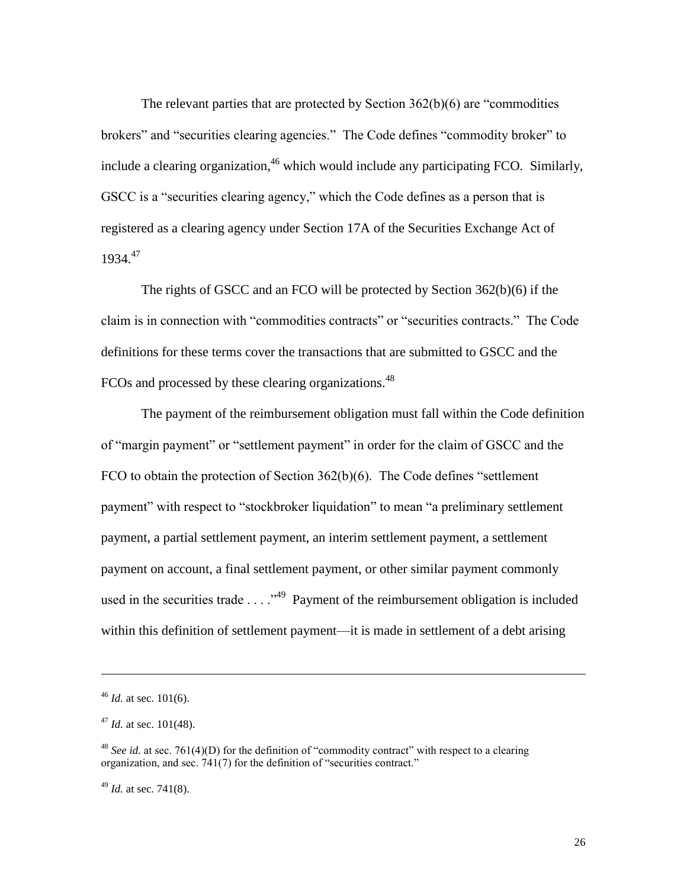The relevant parties that are protected by Section 362(b)(6) are "commodities brokers" and "securities clearing agencies." The Code defines "commodity broker" to include a clearing organization,[46] which would include any participating FCO. Similarly, GSCC is a "securities clearing agency," which the Code defines as a person that is registered as a clearing agency under Section 17A of the Securities Exchange Act of 1934.[47]

The rights of GSCC and an FCO will be protected by Section 362(b)(6) if the claim is in connection with "commodities contracts" or "securities contracts." The Code definitions for these terms cover the transactions that are submitted to GSCC and the FCOs and processed by these clearing organizations.[48]

The payment of the reimbursement obligation must fall within the Code definition of "margin payment" or "settlement payment" in order for the claim of GSCC and the FCO to obtain the protection of Section 362(b)(6). The Code defines "settlement payment" with respect to "stockbroker liquidation" to mean "a preliminary settlement payment, a partial settlement payment, an interim settlement payment, a settlement payment on account, a final settlement payment, or other similar payment commonly used in the securities trade . . . ."[49] Payment of the reimbursement obligation is included within this definition of settlement payment—it is made in settlement of a debt arising

---

[46] *Id.* at sec. 101(6).

[47] *Id.* at sec. 101(48).

[48] *See id.* at sec. 761(4)(D) for the definition of "commodity contract" with respect to a clearing organization, and sec. 741(7) for the definition of "securities contract."

[49] *Id.* at sec. 741(8).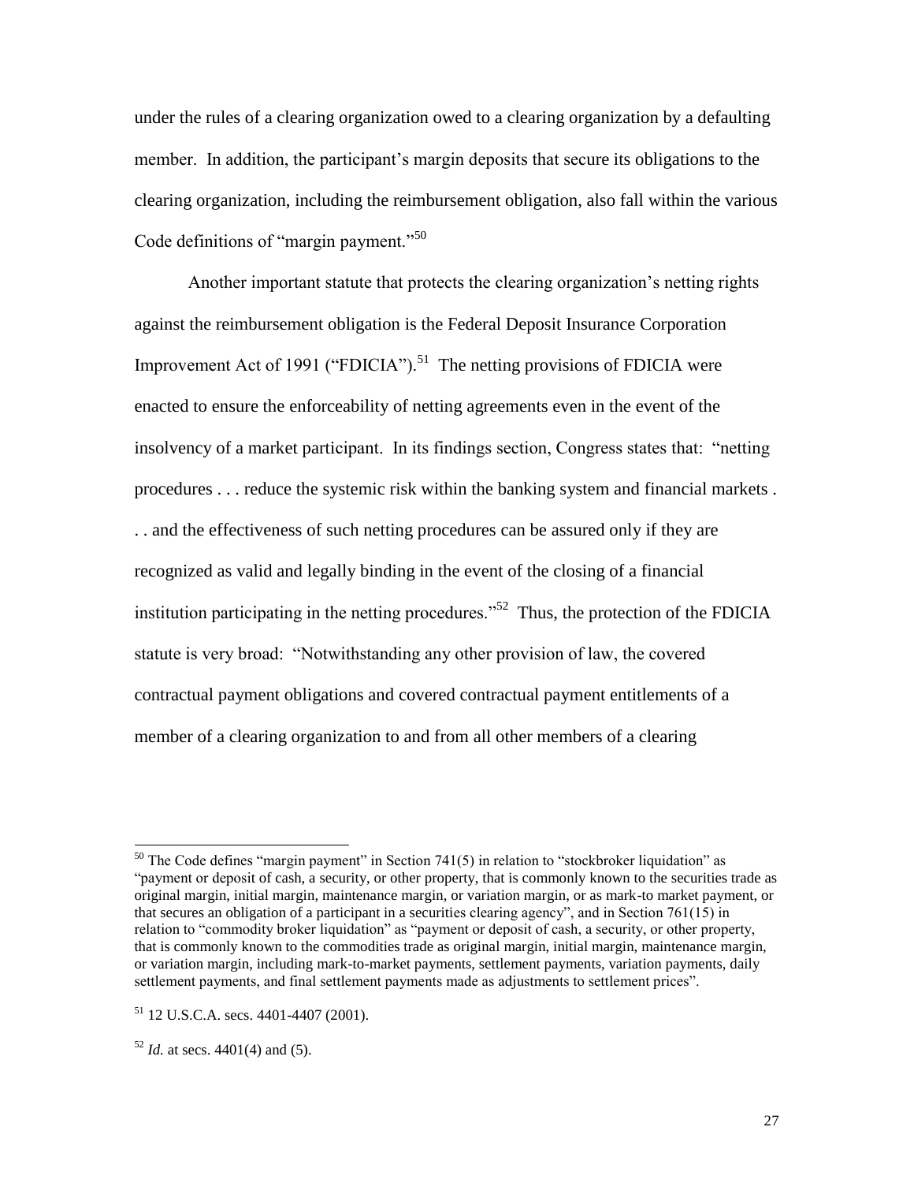under the rules of a clearing organization owed to a clearing organization by a defaulting member. In addition, the participant's margin deposits that secure its obligations to the clearing organization, including the reimbursement obligation, also fall within the various Code definitions of "margin payment."[50]

Another important statute that protects the clearing organization's netting rights against the reimbursement obligation is the Federal Deposit Insurance Corporation Improvement Act of 1991 ("FDICIA").[51] The netting provisions of FDICIA were enacted to ensure the enforceability of netting agreements even in the event of the insolvency of a market participant. In its findings section, Congress states that: "netting procedures . . . reduce the systemic risk within the banking system and financial markets . . . and the effectiveness of such netting procedures can be assured only if they are recognized as valid and legally binding in the event of the closing of a financial institution participating in the netting procedures."[52] Thus, the protection of the FDICIA statute is very broad: "Notwithstanding any other provision of law, the covered contractual payment obligations and covered contractual payment entitlements of a member of a clearing organization to and from all other members of a clearing

---

[50] The Code defines "margin payment" in Section 741(5) in relation to "stockbroker liquidation" as "payment or deposit of cash, a security, or other property, that is commonly known to the securities trade as original margin, initial margin, maintenance margin, or variation margin, or as mark-to market payment, or that secures an obligation of a participant in a securities clearing agency", and in Section 761(15) in relation to "commodity broker liquidation" as "payment or deposit of cash, a security, or other property, that is commonly known to the commodities trade as original margin, initial margin, maintenance margin, or variation margin, including mark-to-market payments, settlement payments, variation payments, daily settlement payments, and final settlement payments made as adjustments to settlement prices".

[51] 12 U.S.C.A. secs. 4401-4407 (2001).

[52] *Id.* at secs. 4401(4) and (5).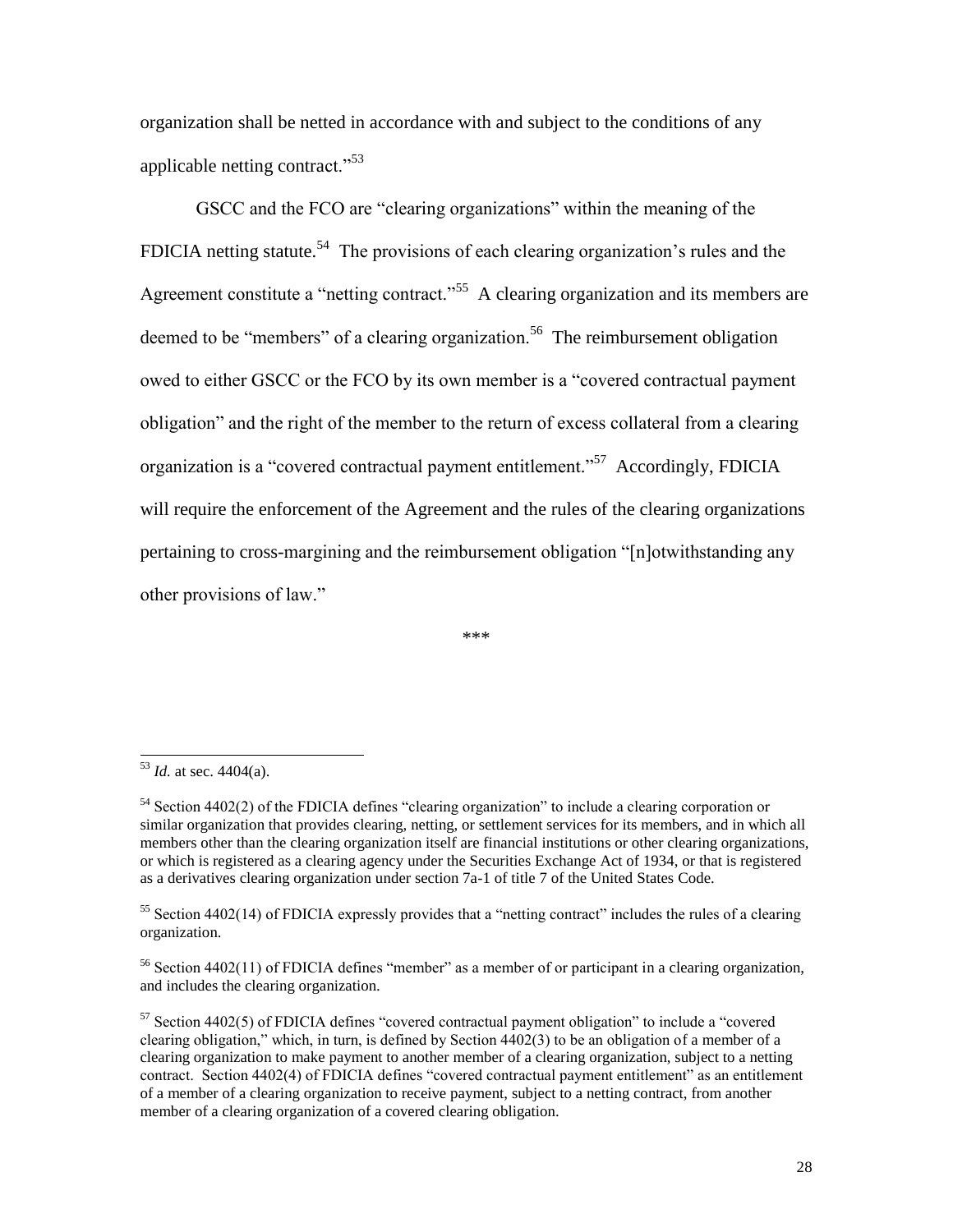organization shall be netted in accordance with and subject to the conditions of any applicable netting contract."[53]

GSCC and the FCO are "clearing organizations" within the meaning of the FDICIA netting statute.[54] The provisions of each clearing organization's rules and the Agreement constitute a "netting contract."[55] A clearing organization and its members are deemed to be "members" of a clearing organization.[56] The reimbursement obligation owed to either GSCC or the FCO by its own member is a "covered contractual payment obligation" and the right of the member to the return of excess collateral from a clearing organization is a "covered contractual payment entitlement."[57] Accordingly, FDICIA will require the enforcement of the Agreement and the rules of the clearing organizations pertaining to cross-margining and the reimbursement obligation "[n]otwithstanding any other provisions of law."

***

---

[53] *Id.* at sec. 4404(a).

[54] Section 4402(2) of the FDICIA defines "clearing organization" to include a clearing corporation or similar organization that provides clearing, netting, or settlement services for its members, and in which all members other than the clearing organization itself are financial institutions or other clearing organizations, or which is registered as a clearing agency under the Securities Exchange Act of 1934, or that is registered as a derivatives clearing organization under section 7a-1 of title 7 of the United States Code.

[55] Section 4402(14) of FDICIA expressly provides that a "netting contract" includes the rules of a clearing organization.

[56] Section 4402(11) of FDICIA defines "member" as a member of or participant in a clearing organization, and includes the clearing organization.

[57] Section 4402(5) of FDICIA defines "covered contractual payment obligation" to include a "covered clearing obligation," which, in turn, is defined by Section 4402(3) to be an obligation of a member of a clearing organization to make payment to another member of a clearing organization, subject to a netting contract. Section 4402(4) of FDICIA defines "covered contractual payment entitlement" as an entitlement of a member of a clearing organization to receive payment, subject to a netting contract, from another member of a clearing organization of a covered clearing obligation.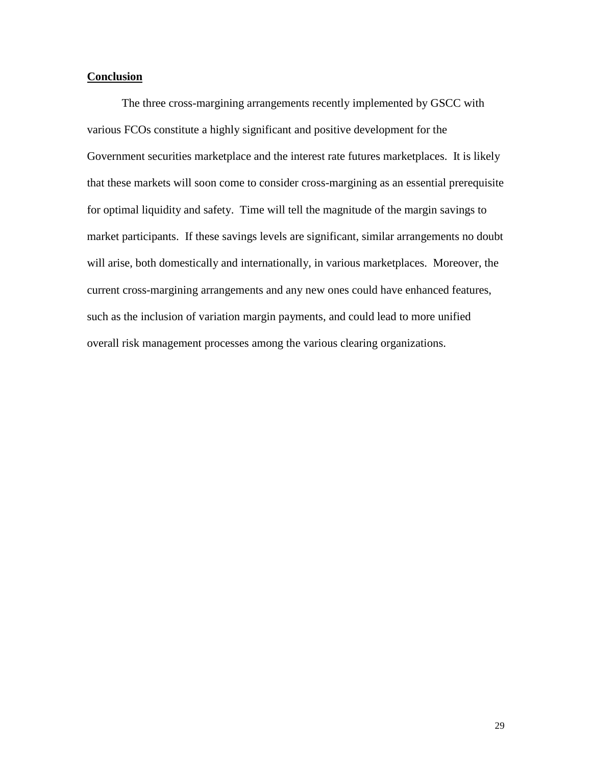## **Conclusion**

The three cross-margining arrangements recently implemented by GSCC with various FCOs constitute a highly significant and positive development for the Government securities marketplace and the interest rate futures marketplaces. It is likely that these markets will soon come to consider cross-margining as an essential prerequisite for optimal liquidity and safety. Time will tell the magnitude of the margin savings to market participants. If these savings levels are significant, similar arrangements no doubt will arise, both domestically and internationally, in various marketplaces. Moreover, the current cross-margining arrangements and any new ones could have enhanced features, such as the inclusion of variation margin payments, and could lead to more unified overall risk management processes among the various clearing organizations.